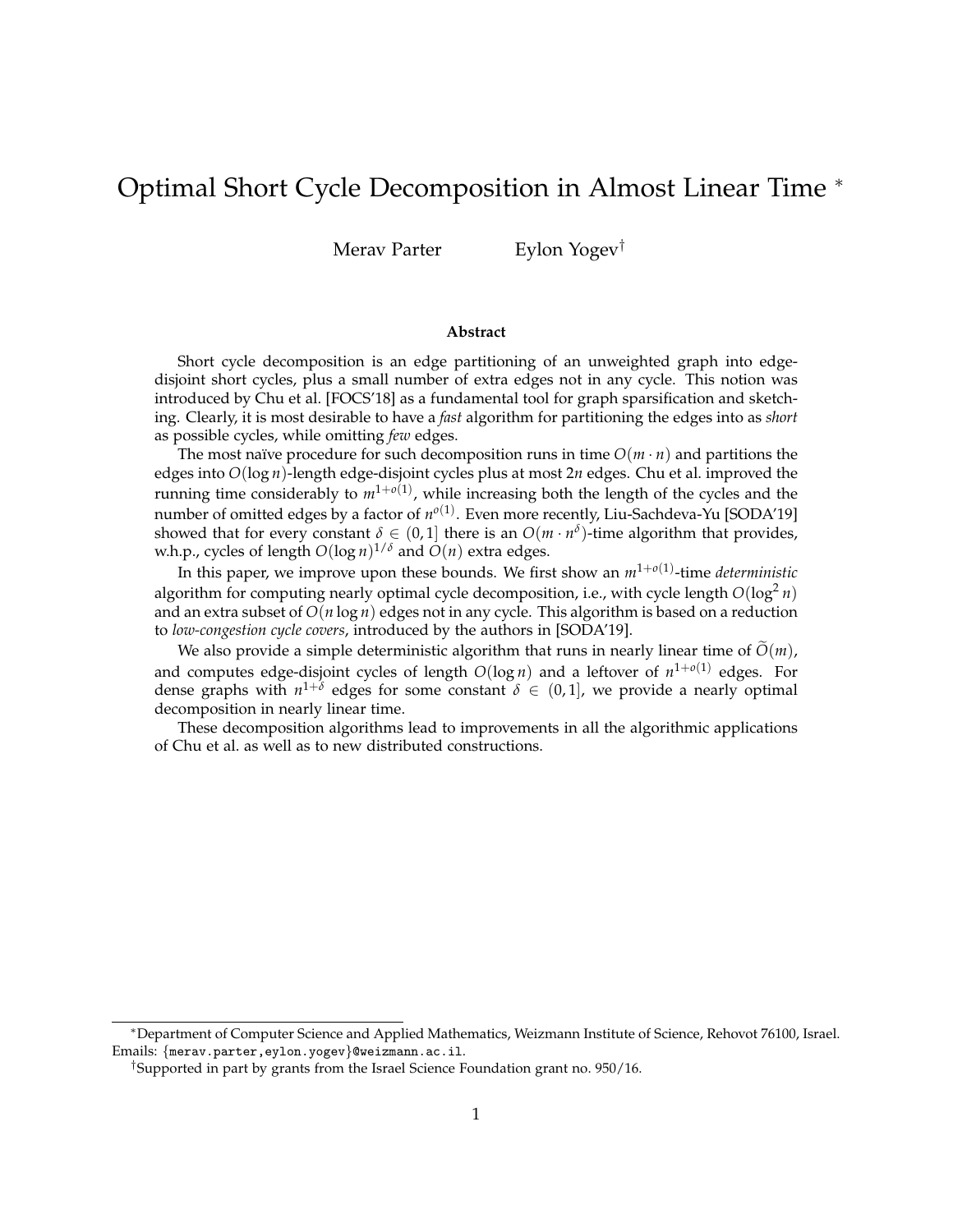# Optimal Short Cycle Decomposition in Almost Linear Time [*]

Merav Parter Eylon Yogev[†]

## Abstract

Short cycle decomposition is an edge partitioning of an unweighted graph into edge-disjoint short cycles, plus a small number of extra edges not in any cycle. This notion was introduced by Chu et al. [FOCS'18] as a fundamental tool for graph sparsification and sketching. Clearly, it is most desirable to have a *fast* algorithm for partitioning the edges into as *short* as possible cycles, while omitting *few* edges.

The most naïve procedure for such decomposition runs in time $O(m \cdot n)$ and partitions the edges into $O(\log n)$-length edge-disjoint cycles plus at most $2n$ edges. Chu et al. improved the running time considerably to $m^{1+o(1)}$, while increasing both the length of the cycles and the number of omitted edges by a factor of $n^{o(1)}$. Even more recently, Liu-Sachdeva-Yu [SODA'19] showed that for every constant $\delta \in (0, 1]$ there is an $O(m \cdot n^{\delta})$-time algorithm that provides, w.h.p., cycles of length $O(\log n)^{1/\delta}$ and $O(n)$ extra edges.

In this paper, we improve upon these bounds. We first show an $m^{1+o(1)}$-time *deterministic* algorithm for computing nearly optimal cycle decomposition, i.e., with cycle length $O(\log^2 n)$ and an extra subset of $O(n \log n)$ edges not in any cycle. This algorithm is based on a reduction to *low-congestion cycle covers*, introduced by the authors in [SODA'19].

We also provide a simple deterministic algorithm that runs in nearly linear time of $\widetilde{O}(m)$, and computes edge-disjoint cycles of length $O(\log n)$ and a leftover of $n^{1+o(1)}$ edges. For dense graphs with $n^{1+\delta}$ edges for some constant $\delta \in (0, 1]$, we provide a nearly optimal decomposition in nearly linear time.

These decomposition algorithms lead to improvements in all the algorithmic applications of Chu et al. as well as to new distributed constructions.

---

[*] Department of Computer Science and Applied Mathematics, Weizmann Institute of Science, Rehovot 76100, Israel. Emails: {merav.parter,eylon.yogev}@weizmann.ac.il.

[†] Supported in part by grants from the Israel Science Foundation grant no. 950/16.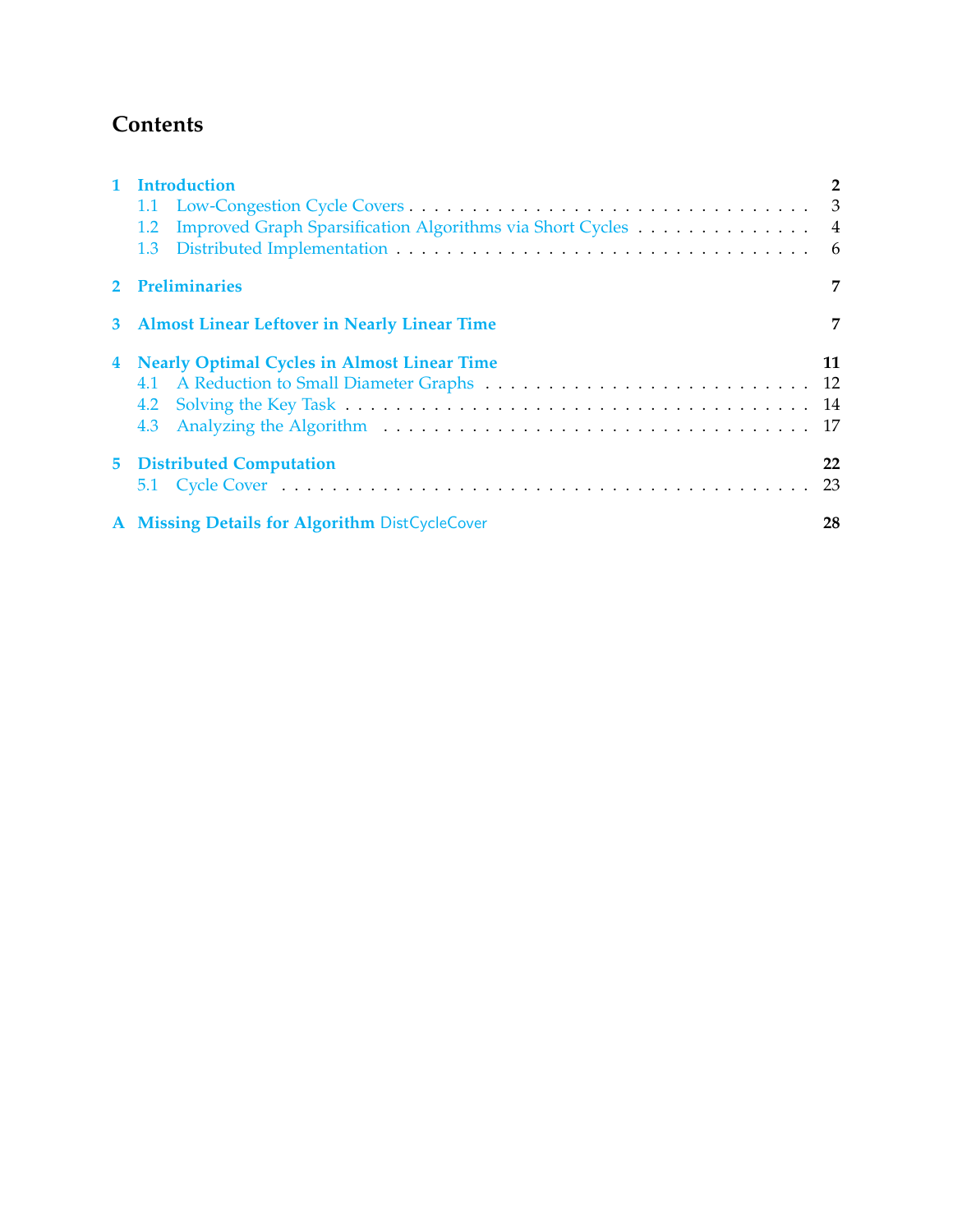# Contents

- **1 Introduction** — **2**
  - 1.1 Low-Congestion Cycle Covers — 3
  - 1.2 Improved Graph Sparsification Algorithms via Short Cycles — 4
  - 1.3 Distributed Implementation — 6
- **2 Preliminaries** — **7**
- **3 Almost Linear Leftover in Nearly Linear Time** — **7**
- **4 Nearly Optimal Cycles in Almost Linear Time** — **11**
  - 4.1 A Reduction to Small Diameter Graphs — 12
  - 4.2 Solving the Key Task — 14
  - 4.3 Analyzing the Algorithm — 17
- **5 Distributed Computation** — **22**
  - 5.1 Cycle Cover — 23
- **A Missing Details for Algorithm DistCycleCover** — **28**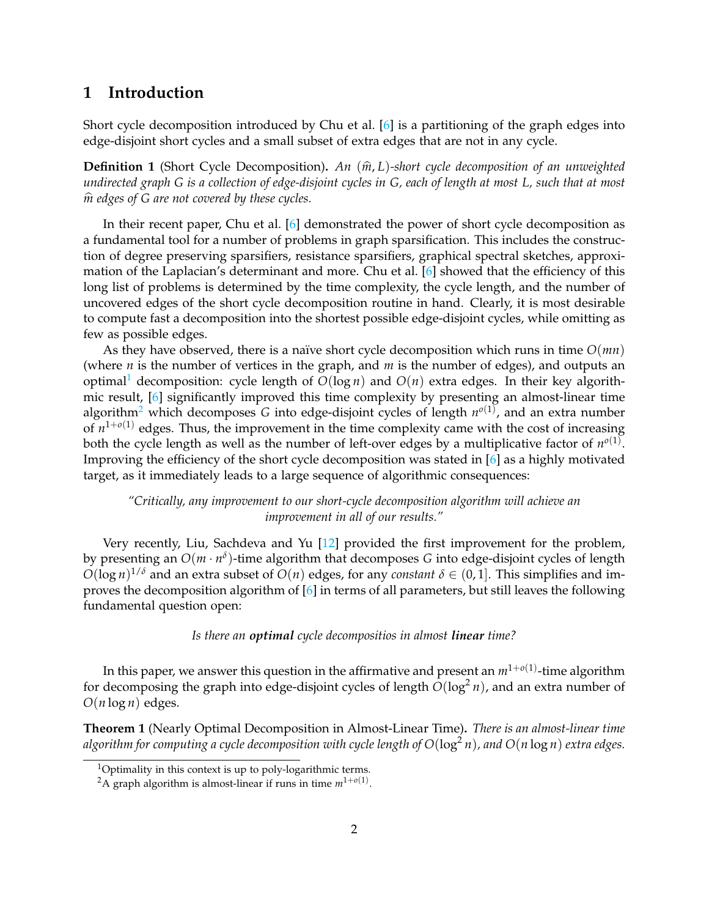# 1 Introduction

Short cycle decomposition introduced by Chu et al. [6] is a partitioning of the graph edges into edge-disjoint short cycles and a small subset of extra edges that are not in any cycle.

**Definition 1** (Short Cycle Decomposition)**.** *An $(\widehat{m}, L)$-short cycle decomposition of an unweighted undirected graph $G$ is a collection of edge-disjoint cycles in $G$, each of length at most $L$, such that at most $\widehat{m}$ edges of $G$ are not covered by these cycles.*

In their recent paper, Chu et al. [6] demonstrated the power of short cycle decomposition as a fundamental tool for a number of problems in graph sparsification. This includes the construction of degree preserving sparsifiers, resistance sparsifiers, graphical spectral sketches, approximation of the Laplacian's determinant and more. Chu et al. [6] showed that the efficiency of this long list of problems is determined by the time complexity, the cycle length, and the number of uncovered edges of the short cycle decomposition routine in hand. Clearly, it is most desirable to compute fast a decomposition into the shortest possible edge-disjoint cycles, while omitting as few as possible edges.

As they have observed, there is a naïve short cycle decomposition which runs in time $O(mn)$ (where $n$ is the number of vertices in the graph, and $m$ is the number of edges), and outputs an optimal[1] decomposition: cycle length of $O(\log n)$ and $O(n)$ extra edges. In their key algorithmic result, [6] significantly improved this time complexity by presenting an almost-linear time algorithm[2] which decomposes $G$ into edge-disjoint cycles of length $n^{o(1)}$, and an extra number of $n^{1+o(1)}$ edges. Thus, the improvement in the time complexity came with the cost of increasing both the cycle length as well as the number of left-over edges by a multiplicative factor of $n^{o(1)}$. Improving the efficiency of the short cycle decomposition was stated in [6] as a highly motivated target, as it immediately leads to a large sequence of algorithmic consequences:

> *"Critically, any improvement to our short-cycle decomposition algorithm will achieve an improvement in all of our results."*

Very recently, Liu, Sachdeva and Yu [12] provided the first improvement for the problem, by presenting an $O(m \cdot n^{\delta})$-time algorithm that decomposes $G$ into edge-disjoint cycles of length $O(\log n)^{1/\delta}$ and an extra subset of $O(n)$ edges, for any *constant* $\delta \in (0, 1]$. This simplifies and improves the decomposition algorithm of [6] in terms of all parameters, but still leaves the following fundamental question open:

*Is there an **optimal** cycle decompositios in almost **linear** time?*

In this paper, we answer this question in the affirmative and present an $m^{1+o(1)}$-time algorithm for decomposing the graph into edge-disjoint cycles of length $O(\log^2 n)$, and an extra number of $O(n \log n)$ edges.

**Theorem 1** (Nearly Optimal Decomposition in Almost-Linear Time)**.** *There is an almost-linear time algorithm for computing a cycle decomposition with cycle length of $O(\log^2 n)$, and $O(n \log n)$ extra edges.*

[1] Optimality in this context is up to poly-logarithmic terms.

[2] A graph algorithm is almost-linear if runs in time $m^{1+o(1)}$.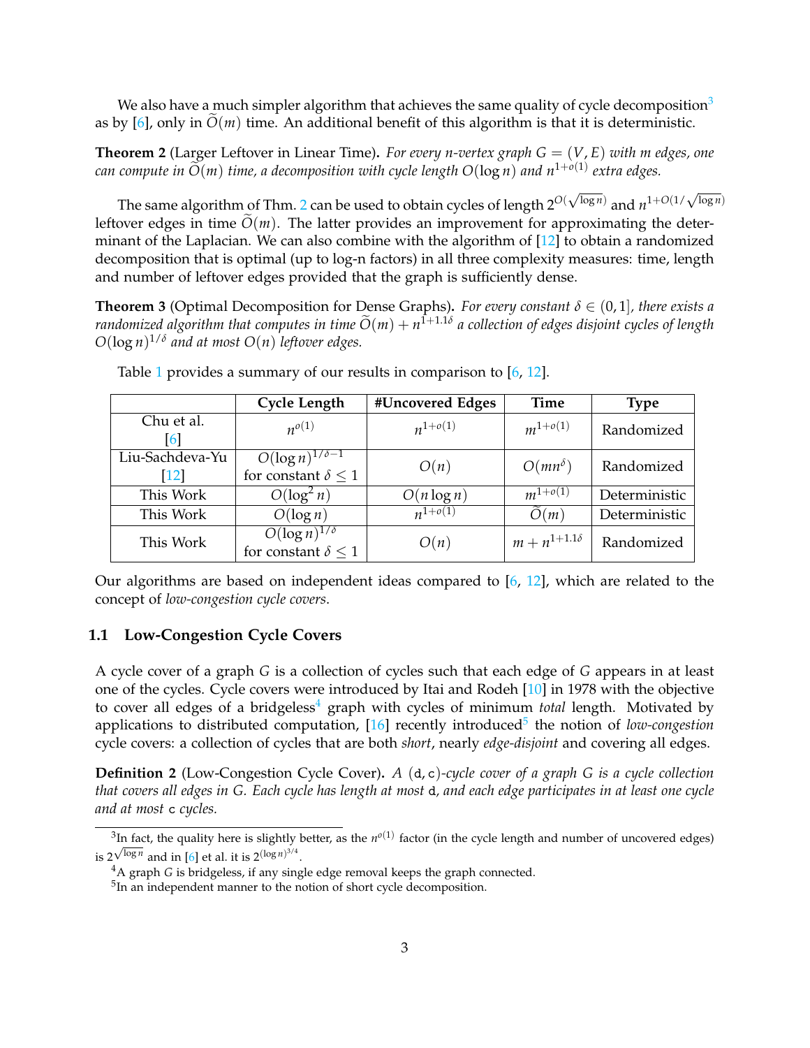We also have a much simpler algorithm that achieves the same quality of cycle decomposition[3] as by [6], only in $\widetilde{O}(m)$ time. An additional benefit of this algorithm is that it is deterministic.

**Theorem 2** (Larger Leftover in Linear Time)**.** *For every n-vertex graph $G = (V, E)$ with m edges, one can compute in $\widetilde{O}(m)$ time, a decomposition with cycle length $O(\log n)$ and $n^{1+o(1)}$ extra edges.*

The same algorithm of Thm. 2 can be used to obtain cycles of length $2^{O(\sqrt{\log n})}$ and $n^{1+O(1/\sqrt{\log n})}$ leftover edges in time $\widetilde{O}(m)$. The latter provides an improvement for approximating the determinant of the Laplacian. We can also combine with the algorithm of [12] to obtain a randomized decomposition that is optimal (up to log-n factors) in all three complexity measures: time, length and number of leftover edges provided that the graph is sufficiently dense.

**Theorem 3** (Optimal Decomposition for Dense Graphs)**.** *For every constant $\delta \in (0, 1]$, there exists a randomized algorithm that computes in time $\widetilde{O}(m) + n^{1+1.1\delta}$ a collection of edges disjoint cycles of length $O(\log n)^{1/\delta}$ and at most $O(n)$ leftover edges.*

Table 1 provides a summary of our results in comparison to [6, 12].

| | Cycle Length | #Uncovered Edges | Time | Type |
|---|---|---|---|---|
| Chu et al. [6] | $n^{o(1)}$ | $n^{1+o(1)}$ | $m^{1+o(1)}$ | Randomized |
| Liu-Sachdeva-Yu [12] | $O(\log n)^{1/\delta - 1}$ for constant $\delta \leq 1$ | $O(n)$ | $O(mn^{\delta})$ | Randomized |
| This Work | $O(\log^2 n)$ | $O(n \log n)$ | $m^{1+o(1)}$ | Deterministic |
| This Work | $O(\log n)$ | $n^{1+o(1)}$ | $\widetilde{O}(m)$ | Deterministic |
| This Work | $O(\log n)^{1/\delta}$ for constant $\delta \leq 1$ | $O(n)$ | $m + n^{1+1.1\delta}$ | Randomized |

Our algorithms are based on independent ideas compared to [6, 12], which are related to the concept of *low-congestion cycle covers*.

### 1.1 Low-Congestion Cycle Covers

A cycle cover of a graph $G$ is a collection of cycles such that each edge of $G$ appears in at least one of the cycles. Cycle covers were introduced by Itai and Rodeh [10] in 1978 with the objective to cover all edges of a bridgeless[4] graph with cycles of minimum *total* length. Motivated by applications to distributed computation, [16] recently introduced[5] the notion of *low-congestion* cycle covers: a collection of cycles that are both *short*, nearly *edge-disjoint* and covering all edges.

**Definition 2** (Low-Congestion Cycle Cover)**.** *A $(\mathtt{d}, \mathtt{c})$-cycle cover of a graph $G$ is a cycle collection that covers all edges in $G$. Each cycle has length at most $\mathtt{d}$, and each edge participates in at least one cycle and at most $\mathtt{c}$ cycles.*

[3] In fact, the quality here is slightly better, as the $n^{o(1)}$ factor (in the cycle length and number of uncovered edges) is $2^{\sqrt{\log n}}$ and in [6] et al. it is $2^{(\log n)^{3/4}}$.

[4] A graph $G$ is bridgeless, if any single edge removal keeps the graph connected.

[5] In an independent manner to the notion of short cycle decomposition.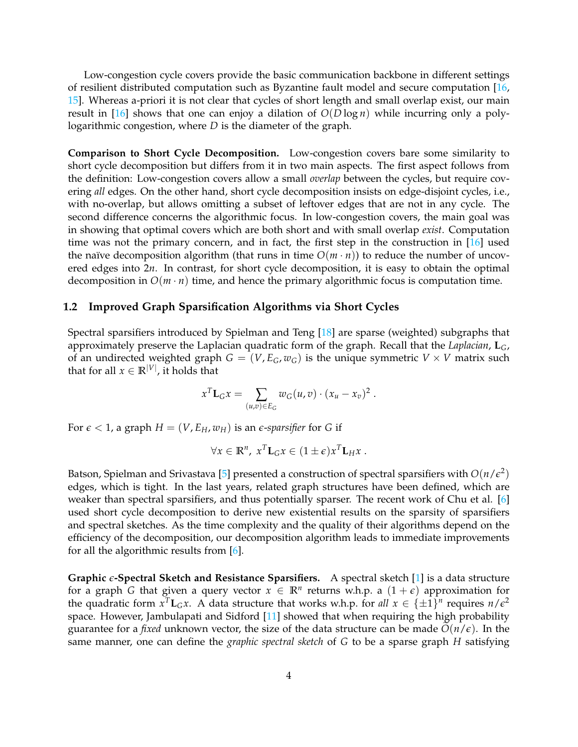Low-congestion cycle covers provide the basic communication backbone in different settings of resilient distributed computation such as Byzantine fault model and secure computation [16, 15]. Whereas a-priori it is not clear that cycles of short length and small overlap exist, our main result in [16] shows that one can enjoy a dilation of $O(D \log n)$ while incurring only a poly-logarithmic congestion, where $D$ is the diameter of the graph.

**Comparison to Short Cycle Decomposition.** Low-congestion covers bare some similarity to short cycle decomposition but differs from it in two main aspects. The first aspect follows from the definition: Low-congestion covers allow a small *overlap* between the cycles, but require covering *all* edges. On the other hand, short cycle decomposition insists on edge-disjoint cycles, i.e., with no-overlap, but allows omitting a subset of leftover edges that are not in any cycle. The second difference concerns the algorithmic focus. In low-congestion covers, the main goal was in showing that optimal covers which are both short and with small overlap *exist*. Computation time was not the primary concern, and in fact, the first step in the construction in [16] used the naïve decomposition algorithm (that runs in time $O(m \cdot n)$) to reduce the number of uncovered edges into $2n$. In contrast, for short cycle decomposition, it is easy to obtain the optimal decomposition in $O(m \cdot n)$ time, and hence the primary algorithmic focus is computation time.

### 1.2 Improved Graph Sparsification Algorithms via Short Cycles

Spectral sparsifiers introduced by Spielman and Teng [18] are sparse (weighted) subgraphs that approximately preserve the Laplacian quadratic form of the graph. Recall that the *Laplacian*, $\mathbf{L}_G$, of an undirected weighted graph $G = (V, E_G, w_G)$ is the unique symmetric $V \times V$ matrix such that for all $x \in \mathbb{R}^{|V|}$, it holds that

$$x^T \mathbf{L}_G x = \sum_{(u,v) \in E_G} w_G(u,v) \cdot (x_u - x_v)^2 .$$

For $\epsilon < 1$, a graph $H = (V, E_H, w_H)$ is an *$\epsilon$-sparsifier* for $G$ if

$$\forall x \in \mathbb{R}^n, \; x^T \mathbf{L}_G x \in (1 \pm \epsilon) x^T \mathbf{L}_H x .$$

Batson, Spielman and Srivastava [5] presented a construction of spectral sparsifiers with $O(n/\epsilon^2)$ edges, which is tight. In the last years, related graph structures have been defined, which are weaker than spectral sparsifiers, and thus potentially sparser. The recent work of Chu et al. [6] used short cycle decomposition to derive new existential results on the sparsity of sparsifiers and spectral sketches. As the time complexity and the quality of their algorithms depend on the efficiency of the decomposition, our decomposition algorithm leads to immediate improvements for all the algorithmic results from [6].

**Graphic $\epsilon$-Spectral Sketch and Resistance Sparsifiers.** A spectral sketch [1] is a data structure for a graph $G$ that given a query vector $x \in \mathbb{R}^n$ returns w.h.p. a $(1 + \epsilon)$ approximation for the quadratic form $x^T \mathbf{L}_G x$. A data structure that works w.h.p. for *all* $x \in \{\pm 1\}^n$ requires $n/\epsilon^2$ space. However, Jambulapati and Sidford [11] showed that when requiring the high probability guarantee for a *fixed* unknown vector, the size of the data structure can be made $\widetilde{O}(n/\epsilon)$. In the same manner, one can define the *graphic spectral sketch* of $G$ to be a sparse graph $H$ satisfying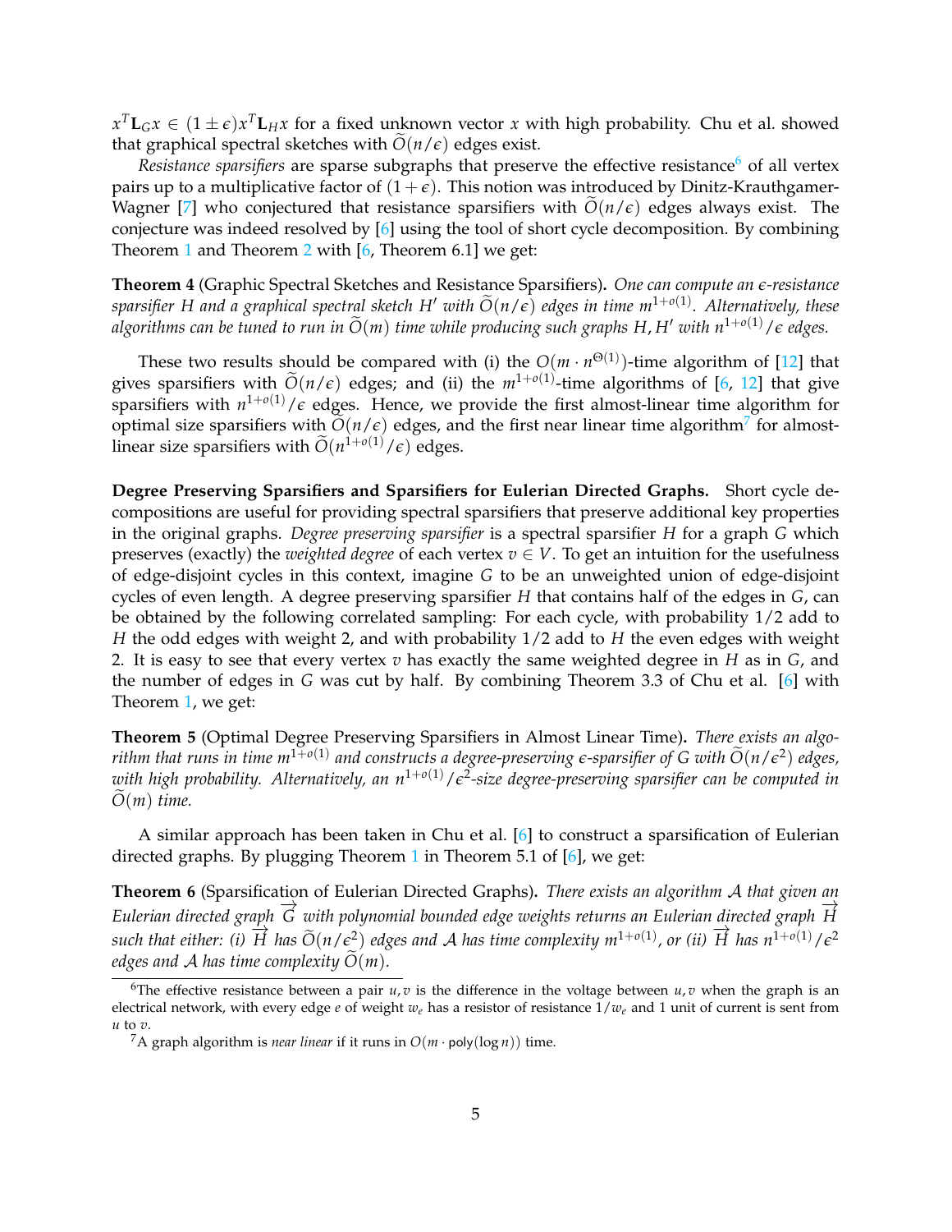$x^T \mathbf{L}_G x \in (1 \pm \epsilon) x^T \mathbf{L}_H x$ for a fixed unknown vector $x$ with high probability. Chu et al. showed that graphical spectral sketches with $\widetilde{O}(n/\epsilon)$ edges exist.

*Resistance sparsifiers* are sparse subgraphs that preserve the effective resistance[6] of all vertex pairs up to a multiplicative factor of $(1+\epsilon)$. This notion was introduced by Dinitz-Krauthgamer-Wagner [7] who conjectured that resistance sparsifiers with $\widetilde{O}(n/\epsilon)$ edges always exist. The conjecture was indeed resolved by [6] using the tool of short cycle decomposition. By combining Theorem 1 and Theorem 2 with [6, Theorem 6.1] we get:

**Theorem 4** (Graphic Spectral Sketches and Resistance Sparsifiers)**.** *One can compute an $\epsilon$-resistance sparsifier $H$ and a graphical spectral sketch $H'$ with $\widetilde{O}(n/\epsilon)$ edges in time $m^{1+o(1)}$. Alternatively, these algorithms can be tuned to run in $\widetilde{O}(m)$ time while producing such graphs $H, H'$ with $n^{1+o(1)}/\epsilon$ edges.*

These two results should be compared with (i) the $O(m \cdot n^{\Theta(1)})$-time algorithm of [12] that gives sparsifiers with $\widetilde{O}(n/\epsilon)$ edges; and (ii) the $m^{1+o(1)}$-time algorithms of [6, 12] that give sparsifiers with $n^{1+o(1)}/\epsilon$ edges. Hence, we provide the first almost-linear time algorithm for optimal size sparsifiers with $\widetilde{O}(n/\epsilon)$ edges, and the first near linear time algorithm[7] for almost-linear size sparsifiers with $\widetilde{O}(n^{1+o(1)}/\epsilon)$ edges.

**Degree Preserving Sparsifiers and Sparsifiers for Eulerian Directed Graphs.** Short cycle decompositions are useful for providing spectral sparsifiers that preserve additional key properties in the original graphs. *Degree preserving sparsifier* is a spectral sparsifier $H$ for a graph $G$ which preserves (exactly) the *weighted degree* of each vertex $v \in V$. To get an intuition for the usefulness of edge-disjoint cycles in this context, imagine $G$ to be an unweighted union of edge-disjoint cycles of even length. A degree preserving sparsifier $H$ that contains half of the edges in $G$, can be obtained by the following correlated sampling: For each cycle, with probability $1/2$ add to $H$ the odd edges with weight 2, and with probability $1/2$ add to $H$ the even edges with weight 2. It is easy to see that every vertex $v$ has exactly the same weighted degree in $H$ as in $G$, and the number of edges in $G$ was cut by half. By combining Theorem 3.3 of Chu et al. [6] with Theorem 1, we get:

**Theorem 5** (Optimal Degree Preserving Sparsifiers in Almost Linear Time)**.** *There exists an algorithm that runs in time $m^{1+o(1)}$ and constructs a degree-preserving $\epsilon$-sparsifier of $G$ with $\widetilde{O}(n/\epsilon^2)$ edges, with high probability. Alternatively, an $n^{1+o(1)}/\epsilon^2$-size degree-preserving sparsifier can be computed in $\widetilde{O}(m)$ time.*

A similar approach has been taken in Chu et al. [6] to construct a sparsification of Eulerian directed graphs. By plugging Theorem 1 in Theorem 5.1 of [6], we get:

**Theorem 6** (Sparsification of Eulerian Directed Graphs)**.** *There exists an algorithm $\mathcal{A}$ that given an Eulerian directed graph $\overrightarrow{G}$ with polynomial bounded edge weights returns an Eulerian directed graph $\overrightarrow{H}$ such that either: (i) $\overrightarrow{H}$ has $\widetilde{O}(n/\epsilon^2)$ edges and $\mathcal{A}$ has time complexity $m^{1+o(1)}$, or (ii) $\overrightarrow{H}$ has $n^{1+o(1)}/\epsilon^2$ edges and $\mathcal{A}$ has time complexity $\widetilde{O}(m)$.*

---

[6] The effective resistance between a pair $u, v$ is the difference in the voltage between $u, v$ when the graph is an electrical network, with every edge $e$ of weight $w_e$ has a resistor of resistance $1/w_e$ and 1 unit of current is sent from $u$ to $v$.

[7] A graph algorithm is *near linear* if it runs in $O(m \cdot \mathsf{poly}(\log n))$ time.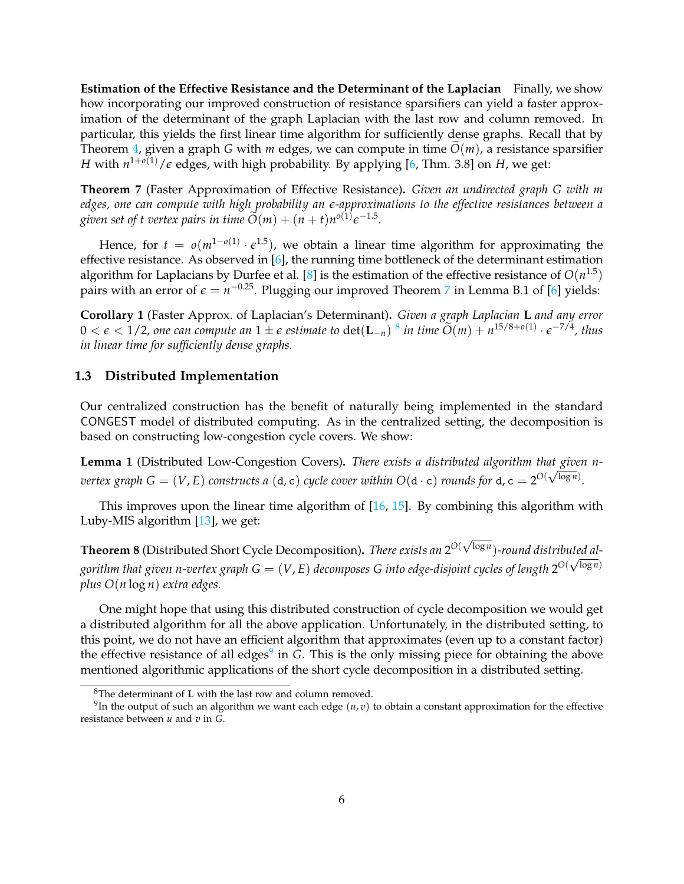**Estimation of the Effective Resistance and the Determinant of the Laplacian** Finally, we show how incorporating our improved construction of resistance sparsifiers can yield a faster approximation of the determinant of the graph Laplacian with the last row and column removed. In particular, this yields the first linear time algorithm for sufficiently dense graphs. Recall that by Theorem 4, given a graph $G$ with $m$ edges, we can compute in time $\widetilde{O}(m)$, a resistance sparsifier $H$ with $n^{1+o(1)}/\epsilon$ edges, with high probability. By applying [6, Thm. 3.8] on $H$, we get:

**Theorem 7** (Faster Approximation of Effective Resistance)**.** *Given an undirected graph $G$ with $m$ edges, one can compute with high probability an $\epsilon$-approximations to the effective resistances between a given set of $t$ vertex pairs in time $\widetilde{O}(m) + (n+t)n^{o(1)}\epsilon^{-1.5}$.*

Hence, for $t = o(m^{1-o(1)} \cdot \epsilon^{1.5})$, we obtain a linear time algorithm for approximating the effective resistance. As observed in [6], the running time bottleneck of the determinant estimation algorithm for Laplacians by Durfee et al. [8] is the estimation of the effective resistance of $O(n^{1.5})$ pairs with an error of $\epsilon = n^{-0.25}$. Plugging our improved Theorem 7 in Lemma B.1 of [6] yields:

**Corollary 1** (Faster Approx. of Laplacian's Determinant)**.** *Given a graph Laplacian* $\mathbf{L}$ *and any error* $0 < \epsilon < 1/2$*, one can compute an* $1 \pm \epsilon$ *estimate to* $\det(\mathbf{L}_{-n})$ [8] *in time* $\widetilde{O}(m) + n^{15/8+o(1)} \cdot \epsilon^{-7/4}$*, thus in linear time for sufficiently dense graphs.*

## 1.3 Distributed Implementation

Our centralized construction has the benefit of naturally being implemented in the standard CONGEST model of distributed computing. As in the centralized setting, the decomposition is based on constructing low-congestion cycle covers. We show:

**Lemma 1** (Distributed Low-Congestion Covers)**.** *There exists a distributed algorithm that given $n$-vertex graph $G = (V, E)$ constructs a $(\mathtt{d}, \mathtt{c})$ cycle cover within $O(\mathtt{d} \cdot \mathtt{c})$ rounds for $\mathtt{d}, \mathtt{c} = 2^{O(\sqrt{\log n})}$.*

This improves upon the linear time algorithm of [16, 15]. By combining this algorithm with Luby-MIS algorithm [13], we get:

**Theorem 8** (Distributed Short Cycle Decomposition)**.** *There exists an $2^{O(\sqrt{\log n})}$-round distributed algorithm that given $n$-vertex graph $G = (V, E)$ decomposes $G$ into edge-disjoint cycles of length $2^{O(\sqrt{\log n})}$ plus $O(n \log n)$ extra edges.*

One might hope that using this distributed construction of cycle decomposition we would get a distributed algorithm for all the above application. Unfortunately, in the distributed setting, to this point, we do not have an efficient algorithm that approximates (even up to a constant factor) the effective resistance of all edges[9] in $G$. This is the only missing piece for obtaining the above mentioned algorithmic applications of the short cycle decomposition in a distributed setting.

[8] The determinant of $\mathbf{L}$ with the last row and column removed.

[9] In the output of such an algorithm we want each edge $(u, v)$ to obtain a constant approximation for the effective resistance between $u$ and $v$ in $G$.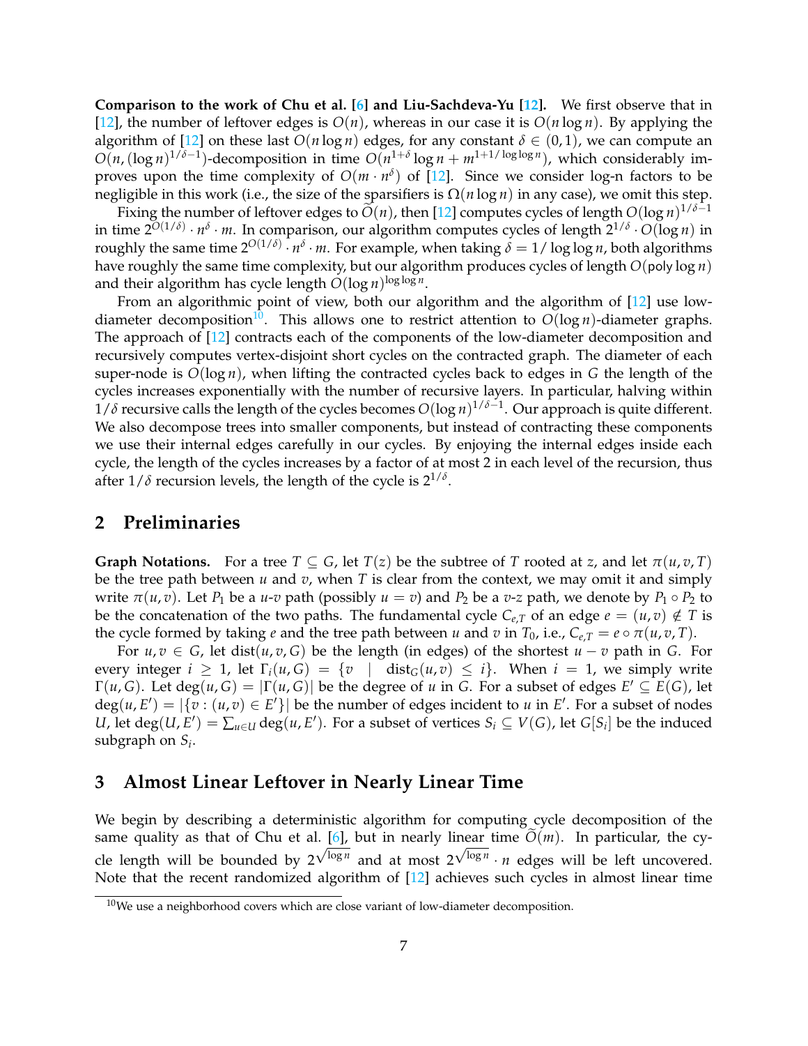**Comparison to the work of Chu et al. [6] and Liu-Sachdeva-Yu [12].** We first observe that in [12], the number of leftover edges is $O(n)$, whereas in our case it is $O(n \log n)$. By applying the algorithm of [12] on these last $O(n \log n)$ edges, for any constant $\delta \in (0, 1)$, we can compute an $O(n, (\log n)^{1/\delta - 1})$-decomposition in time $O(n^{1+\delta} \log n + m^{1+1/\log\log n})$, which considerably improves upon the time complexity of $O(m \cdot n^{\delta})$ of [12]. Since we consider log-n factors to be negligible in this work (i.e., the size of the sparsifiers is $\Omega(n \log n)$ in any case), we omit this step.

Fixing the number of leftover edges to $\widetilde{O}(n)$, then [12] computes cycles of length $O(\log n)^{1/\delta - 1}$ in time $2^{O(1/\delta)} \cdot n^{\delta} \cdot m$. In comparison, our algorithm computes cycles of length $2^{1/\delta} \cdot O(\log n)$ in roughly the same time $2^{O(1/\delta)} \cdot n^{\delta} \cdot m$. For example, when taking $\delta = 1/\log\log n$, both algorithms have roughly the same time complexity, but our algorithm produces cycles of length $O(\mathsf{poly}\log n)$ and their algorithm has cycle length $O(\log n)^{\log\log n}$.

From an algorithmic point of view, both our algorithm and the algorithm of [12] use low-diameter decomposition[10]. This allows one to restrict attention to $O(\log n)$-diameter graphs. The approach of [12] contracts each of the components of the low-diameter decomposition and recursively computes vertex-disjoint short cycles on the contracted graph. The diameter of each super-node is $O(\log n)$, when lifting the contracted cycles back to edges in $G$ the length of the cycles increases exponentially with the number of recursive layers. In particular, halving within $1/\delta$ recursive calls the length of the cycles becomes $O(\log n)^{1/\delta - 1}$. Our approach is quite different. We also decompose trees into smaller components, but instead of contracting these components we use their internal edges carefully in our cycles. By enjoying the internal edges inside each cycle, the length of the cycles increases by a factor of at most 2 in each level of the recursion, thus after $1/\delta$ recursion levels, the length of the cycle is $2^{1/\delta}$.

## 2 Preliminaries

**Graph Notations.** For a tree $T \subseteq G$, let $T(z)$ be the subtree of $T$ rooted at $z$, and let $\pi(u, v, T)$ be the tree path between $u$ and $v$, when $T$ is clear from the context, we may omit it and simply write $\pi(u, v)$. Let $P_1$ be a $u$-$v$ path (possibly $u = v$) and $P_2$ be a $v$-$z$ path, we denote by $P_1 \circ P_2$ to be the concatenation of the two paths. The fundamental cycle $C_{e,T}$ of an edge $e = (u, v) \notin T$ is the cycle formed by taking $e$ and the tree path between $u$ and $v$ in $T_0$, i.e., $C_{e,T} = e \circ \pi(u, v, T)$.

For $u, v \in G$, let $\text{dist}(u, v, G)$ be the length (in edges) of the shortest $u - v$ path in $G$. For every integer $i \geq 1$, let $\Gamma_i(u, G) = \{v \mid \text{dist}_G(u, v) \leq i\}$. When $i = 1$, we simply write $\Gamma(u, G)$. Let $\deg(u, G) = |\Gamma(u, G)|$ be the degree of $u$ in $G$. For a subset of edges $E' \subseteq E(G)$, let $\deg(u, E') = |\{v : (u, v) \in E'\}|$ be the number of edges incident to $u$ in $E'$. For a subset of nodes $U$, let $\deg(U, E') = \sum_{u \in U} \deg(u, E')$. For a subset of vertices $S_i \subseteq V(G)$, let $G[S_i]$ be the induced subgraph on $S_i$.

## 3 Almost Linear Leftover in Nearly Linear Time

We begin by describing a deterministic algorithm for computing cycle decomposition of the same quality as that of Chu et al. [6], but in nearly linear time $\widetilde{O}(m)$. In particular, the cycle length will be bounded by $2^{\sqrt{\log n}}$ and at most $2^{\sqrt{\log n}} \cdot n$ edges will be left uncovered. Note that the recent randomized algorithm of [12] achieves such cycles in almost linear time

[10] We use a neighborhood covers which are close variant of low-diameter decomposition.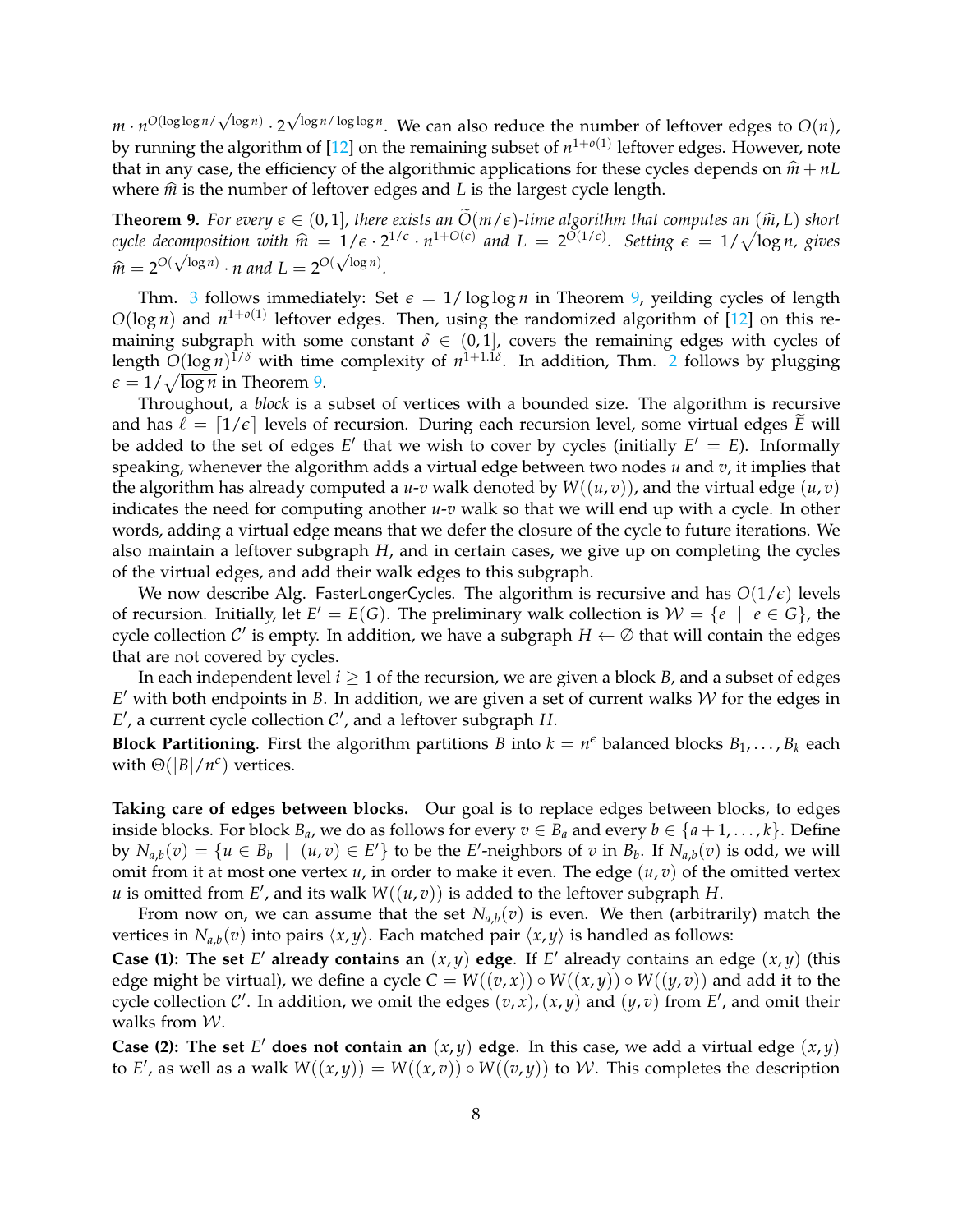$m \cdot n^{O(\log\log n/\sqrt{\log n})} \cdot 2^{\sqrt{\log n}/\log\log n}$. We can also reduce the number of leftover edges to $O(n)$, by running the algorithm of [12] on the remaining subset of $n^{1+o(1)}$ leftover edges. However, note that in any case, the efficiency of the algorithmic applications for these cycles depends on $\widehat{m} + nL$ where $\widehat{m}$ is the number of leftover edges and $L$ is the largest cycle length.

**Theorem 9.** *For every $\epsilon \in (0, 1]$, there exists an $\widetilde{O}(m/\epsilon)$-time algorithm that computes an $(\widehat{m}, L)$ short cycle decomposition with $\widehat{m} = 1/\epsilon \cdot 2^{1/\epsilon} \cdot n^{1+O(\epsilon)}$ and $L = 2^{O(1/\epsilon)}$. Setting $\epsilon = 1/\sqrt{\log n}$, gives $\widehat{m} = 2^{O(\sqrt{\log n})} \cdot n$ and $L = 2^{O(\sqrt{\log n})}$.*

Thm. 3 follows immediately: Set $\epsilon = 1/\log\log n$ in Theorem 9, yeilding cycles of length $O(\log n)$ and $n^{1+o(1)}$ leftover edges. Then, using the randomized algorithm of [12] on this remaining subgraph with some constant $\delta \in (0, 1]$, covers the remaining edges with cycles of length $O(\log n)^{1/\delta}$ with time complexity of $n^{1+1.1\delta}$. In addition, Thm. 2 follows by plugging $\epsilon = 1/\sqrt{\log n}$ in Theorem 9.

Throughout, a *block* is a subset of vertices with a bounded size. The algorithm is recursive and has $\ell = \lceil 1/\epsilon \rceil$ levels of recursion. During each recursion level, some virtual edges $\widetilde{E}$ will be added to the set of edges $E'$ that we wish to cover by cycles (initially $E' = E$). Informally speaking, whenever the algorithm adds a virtual edge between two nodes $u$ and $v$, it implies that the algorithm has already computed a $u$-$v$ walk denoted by $W((u, v))$, and the virtual edge $(u, v)$ indicates the need for computing another $u$-$v$ walk so that we will end up with a cycle. In other words, adding a virtual edge means that we defer the closure of the cycle to future iterations. We also maintain a leftover subgraph $H$, and in certain cases, we give up on completing the cycles of the virtual edges, and add their walk edges to this subgraph.

We now describe Alg. FasterLongerCycles. The algorithm is recursive and has $O(1/\epsilon)$ levels of recursion. Initially, let $E' = E(G)$. The preliminary walk collection is $\mathcal{W} = \{e \mid e \in G\}$, the cycle collection $\mathcal{C}'$ is empty. In addition, we have a subgraph $H \leftarrow \emptyset$ that will contain the edges that are not covered by cycles.

In each independent level $i \geq 1$ of the recursion, we are given a block $B$, and a subset of edges $E'$ with both endpoints in $B$. In addition, we are given a set of current walks $\mathcal{W}$ for the edges in $E'$, a current cycle collection $\mathcal{C}'$, and a leftover subgraph $H$.

**Block Partitioning**. First the algorithm partitions $B$ into $k = n^{\epsilon}$ balanced blocks $B_1, \ldots, B_k$ each with $\Theta(|B|/n^{\epsilon})$ vertices.

**Taking care of edges between blocks.** Our goal is to replace edges between blocks, to edges inside blocks. For block $B_a$, we do as follows for every $v \in B_a$ and every $b \in \{a+1, \ldots, k\}$. Define by $N_{a,b}(v) = \{u \in B_b \mid (u, v) \in E'\}$ to be the $E'$-neighbors of $v$ in $B_b$. If $N_{a,b}(v)$ is odd, we will omit from it at most one vertex $u$, in order to make it even. The edge $(u, v)$ of the omitted vertex $u$ is omitted from $E'$, and its walk $W((u, v))$ is added to the leftover subgraph $H$.

From now on, we can assume that the set $N_{a,b}(v)$ is even. We then (arbitrarily) match the vertices in $N_{a,b}(v)$ into pairs $\langle x, y \rangle$. Each matched pair $\langle x, y \rangle$ is handled as follows:

**Case (1): The set $E'$ already contains an $(x, y)$ edge**. If $E'$ already contains an edge $(x, y)$ (this edge might be virtual), we define a cycle $C = W((v, x)) \circ W((x, y)) \circ W((y, v))$ and add it to the cycle collection $\mathcal{C}'$. In addition, we omit the edges $(v, x)$, $(x, y)$ and $(y, v)$ from $E'$, and omit their walks from $\mathcal{W}$.

**Case (2): The set $E'$ does not contain an $(x, y)$ edge**. In this case, we add a virtual edge $(x, y)$ to $E'$, as well as a walk $W((x, y)) = W((x, v)) \circ W((v, y))$ to $\mathcal{W}$. This completes the description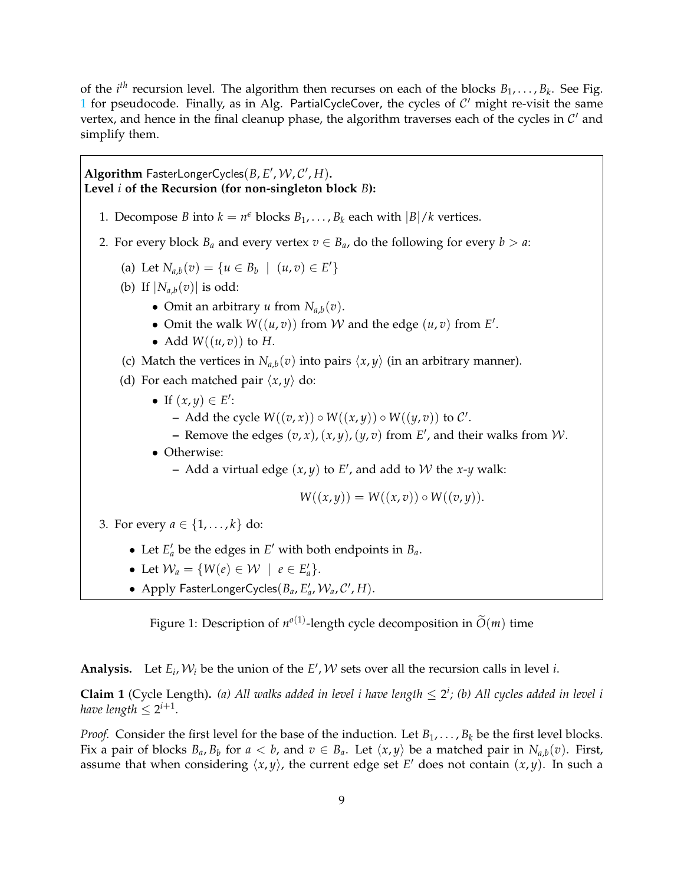of the $i^{th}$ recursion level. The algorithm then recurses on each of the blocks $B_1, \ldots, B_k$. See Fig. 1 for pseudocode. Finally, as in Alg. PartialCycleCover, the cycles of $\mathcal{C}'$ might re-visit the same vertex, and hence in the final cleanup phase, the algorithm traverses each of the cycles in $\mathcal{C}'$ and simplify them.

---

**Algorithm** FasterLongerCycles$(B, E', \mathcal{W}, \mathcal{C}', H)$**.**
**Level $i$ of the Recursion (for non-singleton block $B$):**

1. Decompose $B$ into $k = n^{\epsilon}$ blocks $B_1, \ldots, B_k$ each with $|B|/k$ vertices.
2. For every block $B_a$ and every vertex $v \in B_a$, do the following for every $b > a$:
   (a) Let $N_{a,b}(v) = \{u \in B_b \mid (u,v) \in E'\}$
   (b) If $|N_{a,b}(v)|$ is odd:
   - Omit an arbitrary $u$ from $N_{a,b}(v)$.
   - Omit the walk $W((u,v))$ from $\mathcal{W}$ and the edge $(u,v)$ from $E'$.
   - Add $W((u,v))$ to $H$.

   (c) Match the vertices in $N_{a,b}(v)$ into pairs $\langle x, y \rangle$ (in an arbitrary manner).
   (d) For each matched pair $\langle x, y \rangle$ do:
   - If $(x,y) \in E'$:
     - Add the cycle $W((v,x)) \circ W((x,y)) \circ W((y,v))$ to $\mathcal{C}'$.
     - Remove the edges $(v,x), (x,y), (y,v)$ from $E'$, and their walks from $\mathcal{W}$.
   - Otherwise:
     - Add a virtual edge $(x,y)$ to $E'$, and add to $\mathcal{W}$ the $x$-$y$ walk:
     $$W((x,y)) = W((x,v)) \circ W((v,y)).$$
3. For every $a \in \{1, \ldots, k\}$ do:
   - Let $E'_a$ be the edges in $E'$ with both endpoints in $B_a$.
   - Let $\mathcal{W}_a = \{W(e) \in \mathcal{W} \mid e \in E'_a\}$.
   - Apply FasterLongerCycles$(B_a, E'_a, \mathcal{W}_a, \mathcal{C}', H)$.

---

Figure 1: Description of $n^{o(1)}$-length cycle decomposition in $\widetilde{O}(m)$ time

**Analysis.** Let $E_i, \mathcal{W}_i$ be the union of the $E', \mathcal{W}$ sets over all the recursion calls in level $i$.

**Claim 1** (Cycle Length)**.** *(a) All walks added in level $i$ have length $\leq 2^i$; (b) All cycles added in level $i$ have length $\leq 2^{i+1}$.*

*Proof.* Consider the first level for the base of the induction. Let $B_1, \ldots, B_k$ be the first level blocks. Fix a pair of blocks $B_a, B_b$ for $a < b$, and $v \in B_a$. Let $\langle x, y \rangle$ be a matched pair in $N_{a,b}(v)$. First, assume that when considering $\langle x, y \rangle$, the current edge set $E'$ does not contain $(x,y)$. In such a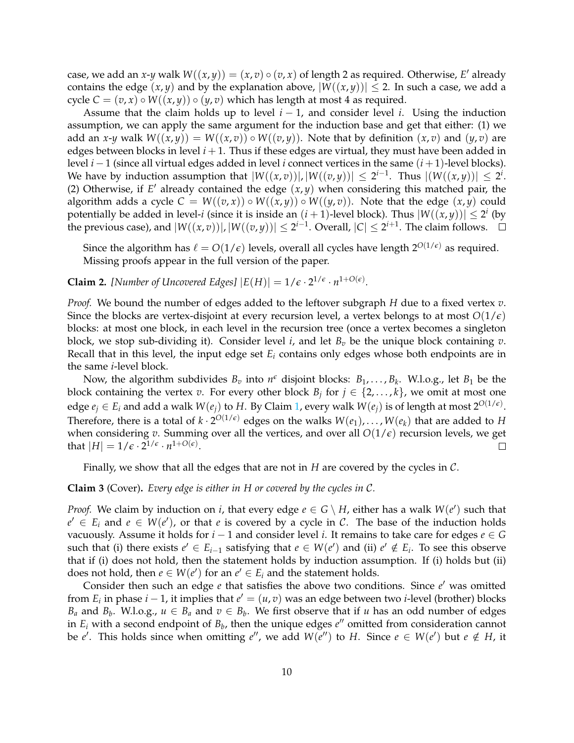case, we add an $x$-$y$ walk $W((x,y)) = (x,v) \circ (v,x)$ of length 2 as required. Otherwise, $E'$ already contains the edge $(x,y)$ and by the explanation above, $|W((x,y))| \leq 2$. In such a case, we add a cycle $C = (v,x) \circ W((x,y)) \circ (y,v)$ which has length at most 4 as required.

Assume that the claim holds up to level $i-1$, and consider level $i$. Using the induction assumption, we can apply the same argument for the induction base and get that either: (1) we add an $x$-$y$ walk $W((x,y)) = W((x,v)) \circ W((v,y))$. Note that by definition $(x,v)$ and $(y,v)$ are edges between blocks in level $i+1$. Thus if these edges are virtual, they must have been added in level $i-1$ (since all virtual edges added in level $i$ connect vertices in the same $(i+1)$-level blocks). We have by induction assumption that $|W((x,v))|, |W((v,y))| \leq 2^{i-1}$. Thus $|(W((x,y))| \leq 2^i$. (2) Otherwise, if $E'$ already contained the edge $(x,y)$ when considering this matched pair, the algorithm adds a cycle $C = W((v,x)) \circ W((x,y)) \circ W((y,v))$. Note that the edge $(x,y)$ could potentially be added in level-$i$ (since it is inside an $(i+1)$-level block). Thus $|W((x,y))| \leq 2^i$ (by the previous case), and $|W((v,x))|, |W((v,y))| \leq 2^{i-1}$. Overall, $|C| \leq 2^{i+1}$. The claim follows. $\square$

Since the algorithm has $\ell = O(1/\epsilon)$ levels, overall all cycles have length $2^{O(1/\epsilon)}$ as required. Missing proofs appear in the full version of the paper.

**Claim 2.** *[Number of Uncovered Edges]* $|E(H)| = 1/\epsilon \cdot 2^{1/\epsilon} \cdot n^{1+O(\epsilon)}$.

*Proof.* We bound the number of edges added to the leftover subgraph $H$ due to a fixed vertex $v$. Since the blocks are vertex-disjoint at every recursion level, a vertex belongs to at most $O(1/\epsilon)$ blocks: at most one block, in each level in the recursion tree (once a vertex becomes a singleton block, we stop sub-dividing it). Consider level $i$, and let $B_v$ be the unique block containing $v$. Recall that in this level, the input edge set $E_i$ contains only edges whose both endpoints are in the same $i$-level block.

Now, the algorithm subdivides $B_v$ into $n^\epsilon$ disjoint blocks: $B_1, \ldots, B_k$. W.l.o.g., let $B_1$ be the block containing the vertex $v$. For every other block $B_j$ for $j \in \{2, \ldots, k\}$, we omit at most one edge $e_j \in E_i$ and add a walk $W(e_j)$ to $H$. By Claim 1, every walk $W(e_j)$ is of length at most $2^{O(1/\epsilon)}$. Therefore, there is a total of $k \cdot 2^{O(1/\epsilon)}$ edges on the walks $W(e_1), \ldots, W(e_k)$ that are added to $H$ when considering $v$. Summing over all the vertices, and over all $O(1/\epsilon)$ recursion levels, we get that $|H| = 1/\epsilon \cdot 2^{1/\epsilon} \cdot n^{1+O(\epsilon)}$. $\square$

Finally, we show that all the edges that are not in $H$ are covered by the cycles in $\mathcal{C}$.

**Claim 3** (Cover)**.** *Every edge is either in $H$ or covered by the cycles in $\mathcal{C}$.*

*Proof.* We claim by induction on $i$, that every edge $e \in G \setminus H$, either has a walk $W(e')$ such that $e' \in E_i$ and $e \in W(e')$, or that $e$ is covered by a cycle in $\mathcal{C}$. The base of the induction holds vacuously. Assume it holds for $i-1$ and consider level $i$. It remains to take care for edges $e \in G$ such that (i) there exists $e' \in E_{i-1}$ satisfying that $e \in W(e')$ and (ii) $e' \notin E_i$. To see this observe that if (i) does not hold, then the statement holds by induction assumption. If (i) holds but (ii) does not hold, then $e \in W(e')$ for an $e' \in E_i$ and the statement holds.

Consider then such an edge $e$ that satisfies the above two conditions. Since $e'$ was omitted from $E_i$ in phase $i-1$, it implies that $e' = (u,v)$ was an edge between two $i$-level (brother) blocks $B_a$ and $B_b$. W.l.o.g., $u \in B_a$ and $v \in B_b$. We first observe that if $u$ has an odd number of edges in $E_i$ with a second endpoint of $B_b$, then the unique edges $e''$ omitted from consideration cannot be $e'$. This holds since when omitting $e''$, we add $W(e'')$ to $H$. Since $e \in W(e')$ but $e \notin H$, it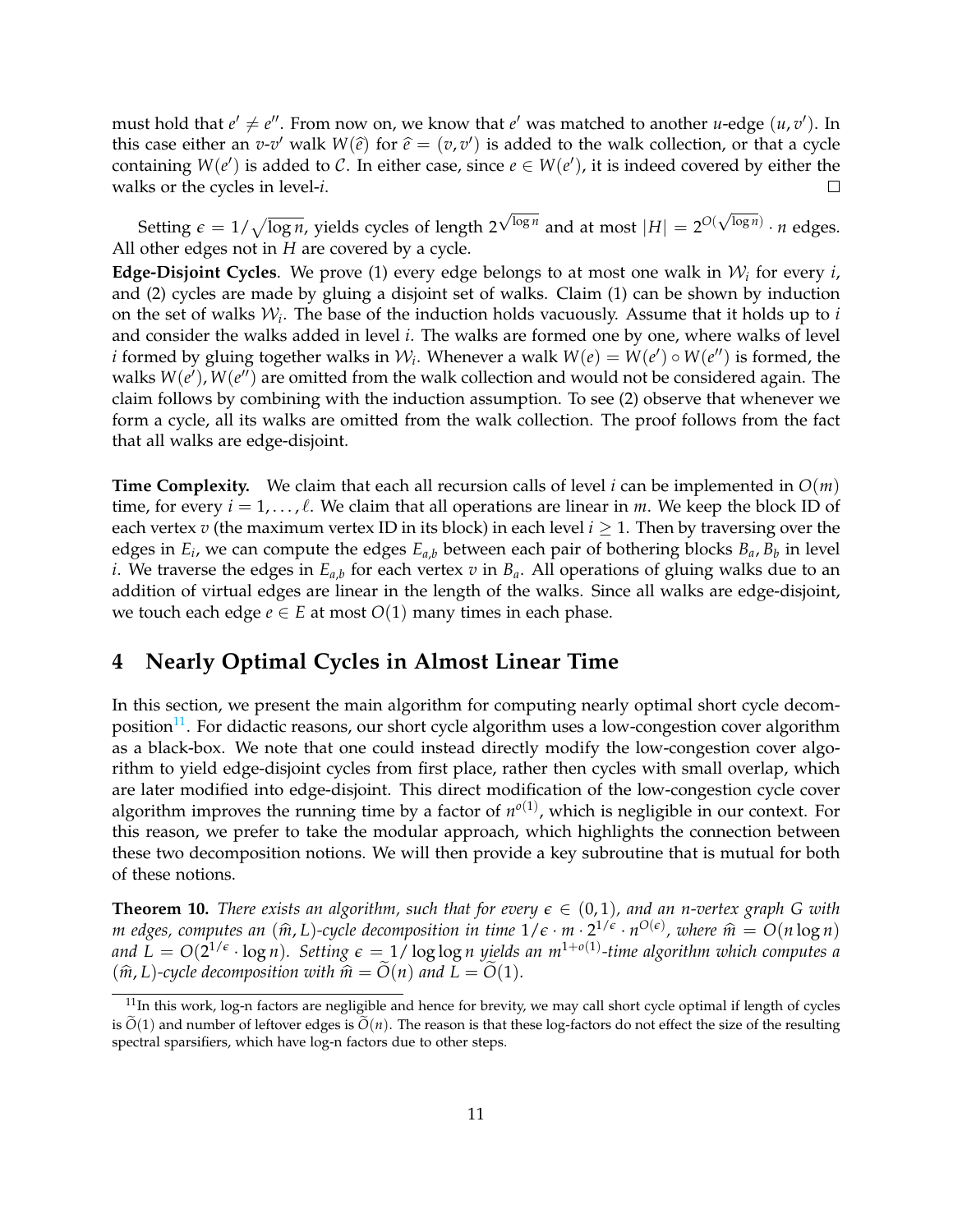must hold that $e' \neq e''$. From now on, we know that $e'$ was matched to another $u$-edge $(u, v')$. In this case either an $v$-$v'$ walk $W(\hat{e})$ for $\hat{e} = (v, v')$ is added to the walk collection, or that a cycle containing $W(e')$ is added to $\mathcal{C}$. In either case, since $e \in W(e')$, it is indeed covered by either the walks or the cycles in level-$i$. □

Setting $\epsilon = 1/\sqrt{\log n}$, yields cycles of length $2^{\sqrt{\log n}}$ and at most $|H| = 2^{O(\sqrt{\log n})} \cdot n$ edges. All other edges not in $H$ are covered by a cycle.

**Edge-Disjoint Cycles**. We prove (1) every edge belongs to at most one walk in $\mathcal{W}_i$ for every $i$, and (2) cycles are made by gluing a disjoint set of walks. Claim (1) can be shown by induction on the set of walks $\mathcal{W}_i$. The base of the induction holds vacuously. Assume that it holds up to $i$ and consider the walks added in level $i$. The walks are formed one by one, where walks of level $i$ formed by gluing together walks in $\mathcal{W}_i$. Whenever a walk $W(e) = W(e') \circ W(e'')$ is formed, the walks $W(e'), W(e'')$ are omitted from the walk collection and would not be considered again. The claim follows by combining with the induction assumption. To see (2) observe that whenever we form a cycle, all its walks are omitted from the walk collection. The proof follows from the fact that all walks are edge-disjoint.

**Time Complexity.** We claim that each all recursion calls of level $i$ can be implemented in $O(m)$ time, for every $i = 1, \ldots, \ell$. We claim that all operations are linear in $m$. We keep the block ID of each vertex $v$ (the maximum vertex ID in its block) in each level $i \geq 1$. Then by traversing over the edges in $E_i$, we can compute the edges $E_{a,b}$ between each pair of bothering blocks $B_a, B_b$ in level $i$. We traverse the edges in $E_{a,b}$ for each vertex $v$ in $B_a$. All operations of gluing walks due to an addition of virtual edges are linear in the length of the walks. Since all walks are edge-disjoint, we touch each edge $e \in E$ at most $O(1)$ many times in each phase.

# 4 Nearly Optimal Cycles in Almost Linear Time

In this section, we present the main algorithm for computing nearly optimal short cycle decomposition[11]. For didactic reasons, our short cycle algorithm uses a low-congestion cover algorithm as a black-box. We note that one could instead directly modify the low-congestion cover algorithm to yield edge-disjoint cycles from first place, rather then cycles with small overlap, which are later modified into edge-disjoint. This direct modification of the low-congestion cycle cover algorithm improves the running time by a factor of $n^{o(1)}$, which is negligible in our context. For this reason, we prefer to take the modular approach, which highlights the connection between these two decomposition notions. We will then provide a key subroutine that is mutual for both of these notions.

**Theorem 10.** *There exists an algorithm, such that for every $\epsilon \in (0, 1)$, and an $n$-vertex graph $G$ with $m$ edges, computes an $(\widehat{m}, L)$-cycle decomposition in time $1/\epsilon \cdot m \cdot 2^{1/\epsilon} \cdot n^{O(\epsilon)}$, where $\widehat{m} = O(n \log n)$ and $L = O(2^{1/\epsilon} \cdot \log n)$. Setting $\epsilon = 1/\log\log n$ yields an $m^{1+o(1)}$-time algorithm which computes a $(\widehat{m}, L)$-cycle decomposition with $\widehat{m} = \widetilde{O}(n)$ and $L = \widetilde{O}(1)$.*

[11] In this work, log-n factors are negligible and hence for brevity, we may call short cycle optimal if length of cycles is $\widetilde{O}(1)$ and number of leftover edges is $\widetilde{O}(n)$. The reason is that these log-factors do not effect the size of the resulting spectral sparsifiers, which have log-n factors due to other steps.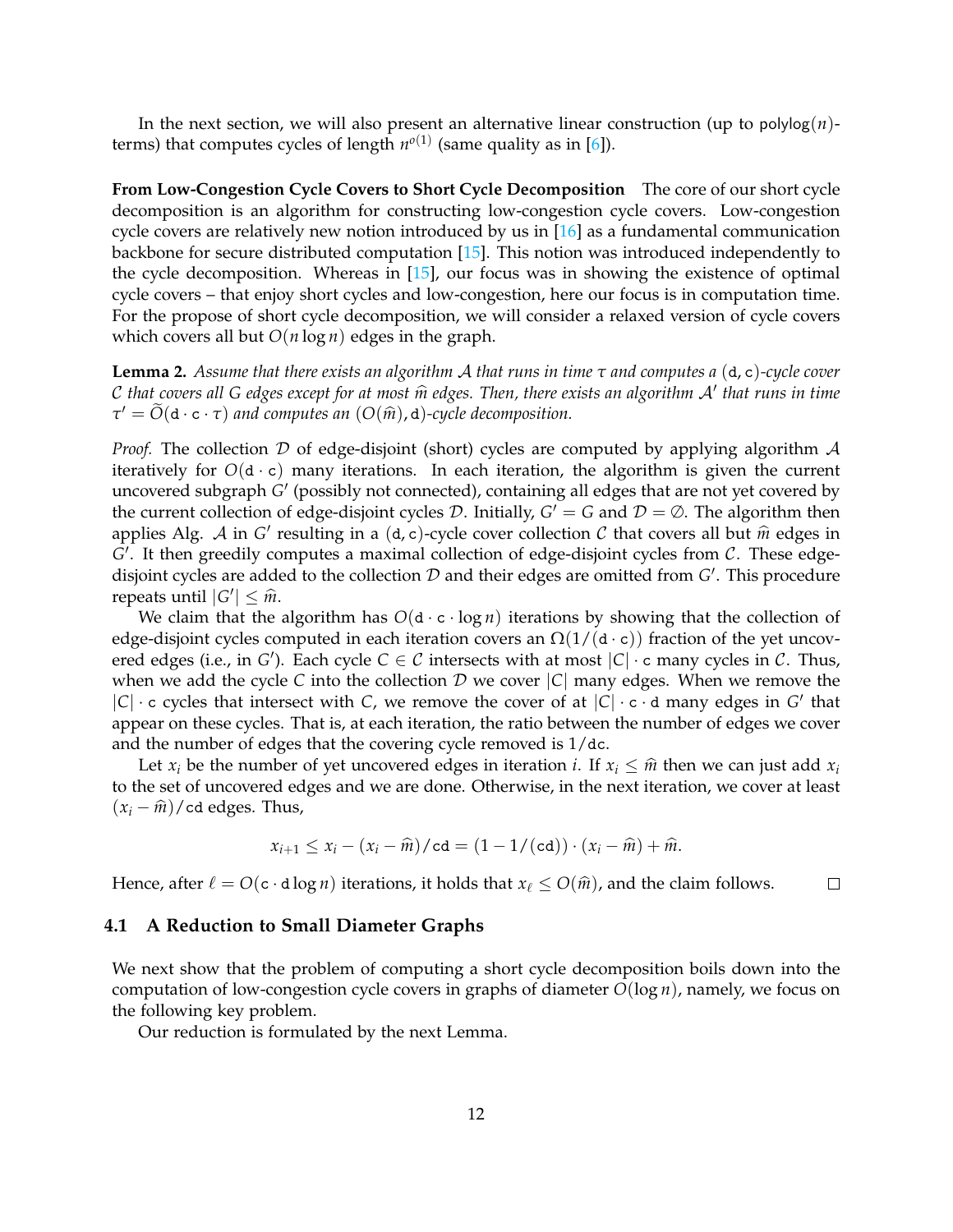In the next section, we will also present an alternative linear construction (up to $\mathsf{polylog}(n)$-terms) that computes cycles of length $n^{o(1)}$ (same quality as in [6]).

**From Low-Congestion Cycle Covers to Short Cycle Decomposition** The core of our short cycle decomposition is an algorithm for constructing low-congestion cycle covers. Low-congestion cycle covers are relatively new notion introduced by us in [16] as a fundamental communication backbone for secure distributed computation [15]. This notion was introduced independently to the cycle decomposition. Whereas in [15], our focus was in showing the existence of optimal cycle covers – that enjoy short cycles and low-congestion, here our focus is in computation time. For the propose of short cycle decomposition, we will consider a relaxed version of cycle covers which covers all but $O(n \log n)$ edges in the graph.

**Lemma 2.** *Assume that there exists an algorithm $\mathcal{A}$ that runs in time $\tau$ and computes a $(\mathtt{d}, \mathtt{c})$-cycle cover $\mathcal{C}$ that covers all $G$ edges except for at most $\widehat{m}$ edges. Then, there exists an algorithm $\mathcal{A}'$ that runs in time $\tau' = \widetilde{O}(\mathtt{d} \cdot \mathtt{c} \cdot \tau)$ and computes an $(O(\widehat{m}), \mathtt{d})$-cycle decomposition.*

*Proof.* The collection $\mathcal{D}$ of edge-disjoint (short) cycles are computed by applying algorithm $\mathcal{A}$ iteratively for $O(\mathtt{d} \cdot \mathtt{c})$ many iterations. In each iteration, the algorithm is given the current uncovered subgraph $G'$ (possibly not connected), containing all edges that are not yet covered by the current collection of edge-disjoint cycles $\mathcal{D}$. Initially, $G' = G$ and $\mathcal{D} = \emptyset$. The algorithm then applies Alg. $\mathcal{A}$ in $G'$ resulting in a $(\mathtt{d}, \mathtt{c})$-cycle cover collection $\mathcal{C}$ that covers all but $\widehat{m}$ edges in $G'$. It then greedily computes a maximal collection of edge-disjoint cycles from $\mathcal{C}$. These edge-disjoint cycles are added to the collection $\mathcal{D}$ and their edges are omitted from $G'$. This procedure repeats until $|G'| \leq \widehat{m}$.

We claim that the algorithm has $O(\mathtt{d} \cdot \mathtt{c} \cdot \log n)$ iterations by showing that the collection of edge-disjoint cycles computed in each iteration covers an $\Omega(1/(\mathtt{d} \cdot \mathtt{c}))$ fraction of the yet uncovered edges (i.e., in $G'$). Each cycle $C \in \mathcal{C}$ intersects with at most $|C| \cdot \mathtt{c}$ many cycles in $\mathcal{C}$. Thus, when we add the cycle $C$ into the collection $\mathcal{D}$ we cover $|C|$ many edges. When we remove the $|C| \cdot \mathtt{c}$ cycles that intersect with $C$, we remove the cover of at $|C| \cdot \mathtt{c} \cdot \mathtt{d}$ many edges in $G'$ that appear on these cycles. That is, at each iteration, the ratio between the number of edges we cover and the number of edges that the covering cycle removed is $1/\mathtt{dc}$.

Let $x_i$ be the number of yet uncovered edges in iteration $i$. If $x_i \leq \widehat{m}$ then we can just add $x_i$ to the set of uncovered edges and we are done. Otherwise, in the next iteration, we cover at least $(x_i - \widehat{m})/\mathtt{cd}$ edges. Thus,

$$x_{i+1} \leq x_i - (x_i - \widehat{m})/\mathtt{cd} = (1 - 1/(\mathtt{cd})) \cdot (x_i - \widehat{m}) + \widehat{m}.$$

Hence, after $\ell = O(\mathtt{c} \cdot \mathtt{d} \log n)$ iterations, it holds that $x_\ell \leq O(\widehat{m})$, and the claim follows. $\square$

### 4.1 A Reduction to Small Diameter Graphs

We next show that the problem of computing a short cycle decomposition boils down into the computation of low-congestion cycle covers in graphs of diameter $O(\log n)$, namely, we focus on the following key problem.

Our reduction is formulated by the next Lemma.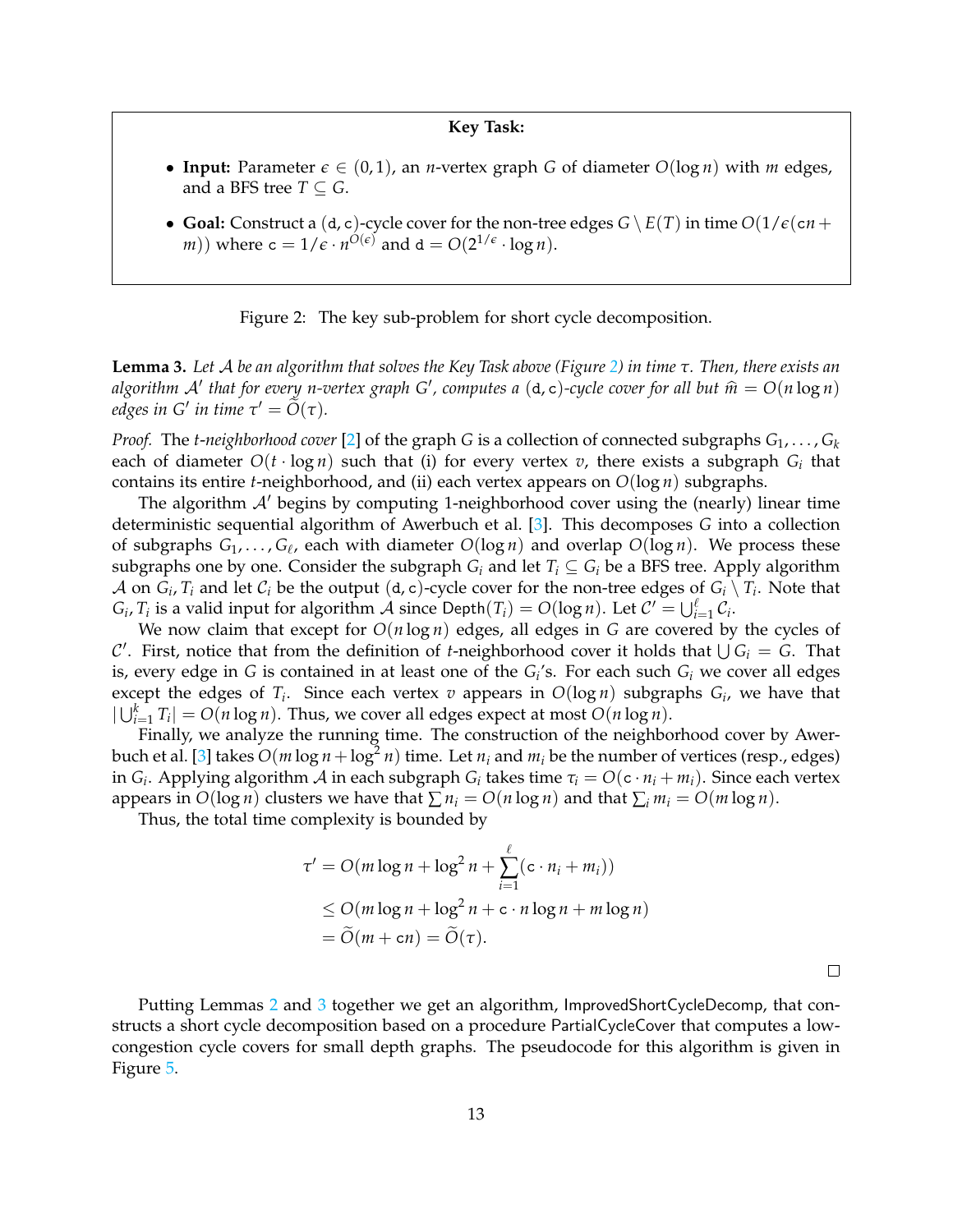**Key Task:**

- **Input:** Parameter $\epsilon \in (0,1)$, an $n$-vertex graph $G$ of diameter $O(\log n)$ with $m$ edges, and a BFS tree $T \subseteq G$.
- **Goal:** Construct a $(\mathtt{d},\mathtt{c})$-cycle cover for the non-tree edges $G \setminus E(T)$ in time $O(1/\epsilon(\mathtt{c}n + m))$ where $\mathtt{c} = 1/\epsilon \cdot n^{O(\epsilon)}$ and $\mathtt{d} = O(2^{1/\epsilon} \cdot \log n)$.

Figure 2: The key sub-problem for short cycle decomposition.

**Lemma 3.** *Let $\mathcal{A}$ be an algorithm that solves the Key Task above (Figure 2) in time $\tau$. Then, there exists an algorithm $\mathcal{A}'$ that for every $n$-vertex graph $G'$, computes a $(\mathtt{d},\mathtt{c})$-cycle cover for all but $\widehat{m} = O(n \log n)$ edges in $G'$ in time $\tau' = \widetilde{O}(\tau)$.*

*Proof.* The *$t$-neighborhood cover* [2] of the graph $G$ is a collection of connected subgraphs $G_1, \ldots, G_k$ each of diameter $O(t \cdot \log n)$ such that (i) for every vertex $v$, there exists a subgraph $G_i$ that contains its entire $t$-neighborhood, and (ii) each vertex appears on $O(\log n)$ subgraphs.

The algorithm $\mathcal{A}'$ begins by computing 1-neighborhood cover using the (nearly) linear time deterministic sequential algorithm of Awerbuch et al. [3]. This decomposes $G$ into a collection of subgraphs $G_1, \ldots, G_\ell$, each with diameter $O(\log n)$ and overlap $O(\log n)$. We process these subgraphs one by one. Consider the subgraph $G_i$ and let $T_i \subseteq G_i$ be a BFS tree. Apply algorithm $\mathcal{A}$ on $G_i, T_i$ and let $\mathcal{C}_i$ be the output $(\mathtt{d},\mathtt{c})$-cycle cover for the non-tree edges of $G_i \setminus T_i$. Note that $G_i, T_i$ is a valid input for algorithm $\mathcal{A}$ since $\mathsf{Depth}(T_i) = O(\log n)$. Let $\mathcal{C}' = \bigcup_{i=1}^{\ell} \mathcal{C}_i$.

We now claim that except for $O(n \log n)$ edges, all edges in $G$ are covered by the cycles of $\mathcal{C}'$. First, notice that from the definition of $t$-neighborhood cover it holds that $\bigcup G_i = G$. That is, every edge in $G$ is contained in at least one of the $G_i$'s. For each such $G_i$ we cover all edges except the edges of $T_i$. Since each vertex $v$ appears in $O(\log n)$ subgraphs $G_i$, we have that $|\bigcup_{i=1}^{k} T_i| = O(n \log n)$. Thus, we cover all edges expect at most $O(n \log n)$.

Finally, we analyze the running time. The construction of the neighborhood cover by Awerbuch et al. [3] takes $O(m \log n + \log^2 n)$ time. Let $n_i$ and $m_i$ be the number of vertices (resp., edges) in $G_i$. Applying algorithm $\mathcal{A}$ in each subgraph $G_i$ takes time $\tau_i = O(\mathtt{c} \cdot n_i + m_i)$. Since each vertex appears in $O(\log n)$ clusters we have that $\sum n_i = O(n \log n)$ and that $\sum_i m_i = O(m \log n)$.

Thus, the total time complexity is bounded by

$$
\begin{aligned}
\tau' &= O(m \log n + \log^2 n + \sum_{i=1}^{\ell} (\mathtt{c} \cdot n_i + m_i)) \\
&\leq O(m \log n + \log^2 n + \mathtt{c} \cdot n \log n + m \log n) \\
&= \widetilde{O}(m + \mathtt{c}n) = \widetilde{O}(\tau).
\end{aligned}
$$

$\square$

Putting Lemmas 2 and 3 together we get an algorithm, $\mathsf{ImprovedShortCycleDecomp}$, that constructs a short cycle decomposition based on a procedure $\mathsf{PartialCycleCover}$ that computes a low-congestion cycle covers for small depth graphs. The pseudocode for this algorithm is given in Figure 5.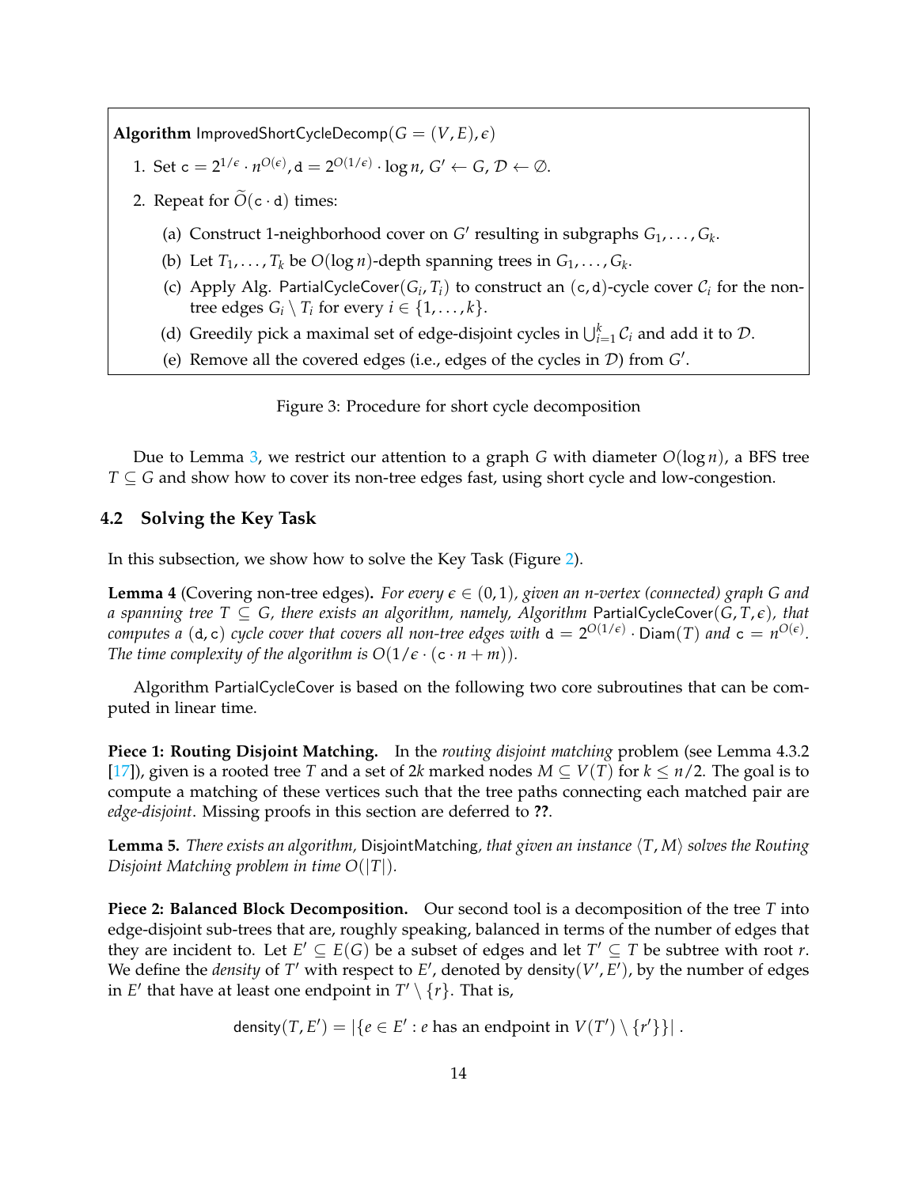**Algorithm** ImprovedShortCycleDecomp($G = (V, E), \epsilon$)

1. Set $\mathtt{c} = 2^{1/\epsilon} \cdot n^{O(\epsilon)}, \mathtt{d} = 2^{O(1/\epsilon)} \cdot \log n$, $G' \leftarrow G$, $\mathcal{D} \leftarrow \emptyset$.
2. Repeat for $\widetilde{O}(\mathtt{c} \cdot \mathtt{d})$ times:
   (a) Construct 1-neighborhood cover on $G'$ resulting in subgraphs $G_1, \ldots, G_k$.
   (b) Let $T_1, \ldots, T_k$ be $O(\log n)$-depth spanning trees in $G_1, \ldots, G_k$.
   (c) Apply Alg. PartialCycleCover($G_i, T_i$) to construct an $(\mathtt{c}, \mathtt{d})$-cycle cover $\mathcal{C}_i$ for the non-tree edges $G_i \setminus T_i$ for every $i \in \{1, \ldots, k\}$.
   (d) Greedily pick a maximal set of edge-disjoint cycles in $\bigcup_{i=1}^{k} \mathcal{C}_i$ and add it to $\mathcal{D}$.
   (e) Remove all the covered edges (i.e., edges of the cycles in $\mathcal{D}$) from $G'$.

Figure 3: Procedure for short cycle decomposition

Due to Lemma 3, we restrict our attention to a graph $G$ with diameter $O(\log n)$, a BFS tree $T \subseteq G$ and show how to cover its non-tree edges fast, using short cycle and low-congestion.

## 4.2 Solving the Key Task

In this subsection, we show how to solve the Key Task (Figure 2).

**Lemma 4** (Covering non-tree edges)**.** *For every $\epsilon \in (0, 1)$, given an $n$-vertex (connected) graph $G$ and a spanning tree $T \subseteq G$, there exists an algorithm, namely, Algorithm* PartialCycleCover($G, T, \epsilon$)*, that computes a* $(\mathtt{d}, \mathtt{c})$ *cycle cover that covers all non-tree edges with* $\mathtt{d} = 2^{O(1/\epsilon)} \cdot \mathsf{Diam}(T)$ *and* $\mathtt{c} = n^{O(\epsilon)}$*. The time complexity of the algorithm is $O(1/\epsilon \cdot (\mathtt{c} \cdot n + m))$.*

Algorithm PartialCycleCover is based on the following two core subroutines that can be computed in linear time.

**Piece 1: Routing Disjoint Matching.** In the *routing disjoint matching* problem (see Lemma 4.3.2 [17]), given is a rooted tree $T$ and a set of $2k$ marked nodes $M \subseteq V(T)$ for $k \leq n/2$. The goal is to compute a matching of these vertices such that the tree paths connecting each matched pair are *edge-disjoint*. Missing proofs in this section are deferred to **??**.

**Lemma 5.** *There exists an algorithm,* DisjointMatching*, that given an instance $\langle T, M \rangle$ solves the Routing Disjoint Matching problem in time $O(|T|)$.*

**Piece 2: Balanced Block Decomposition.** Our second tool is a decomposition of the tree $T$ into edge-disjoint sub-trees that are, roughly speaking, balanced in terms of the number of edges that they are incident to. Let $E' \subseteq E(G)$ be a subset of edges and let $T' \subseteq T$ be subtree with root $r$. We define the *density* of $T'$ with respect to $E'$, denoted by $\mathsf{density}(V', E')$, by the number of edges in $E'$ that have at least one endpoint in $T' \setminus \{r\}$. That is,

$$\mathsf{density}(T, E') = |\{e \in E' : e \text{ has an endpoint in } V(T') \setminus \{r'\}\}| .$$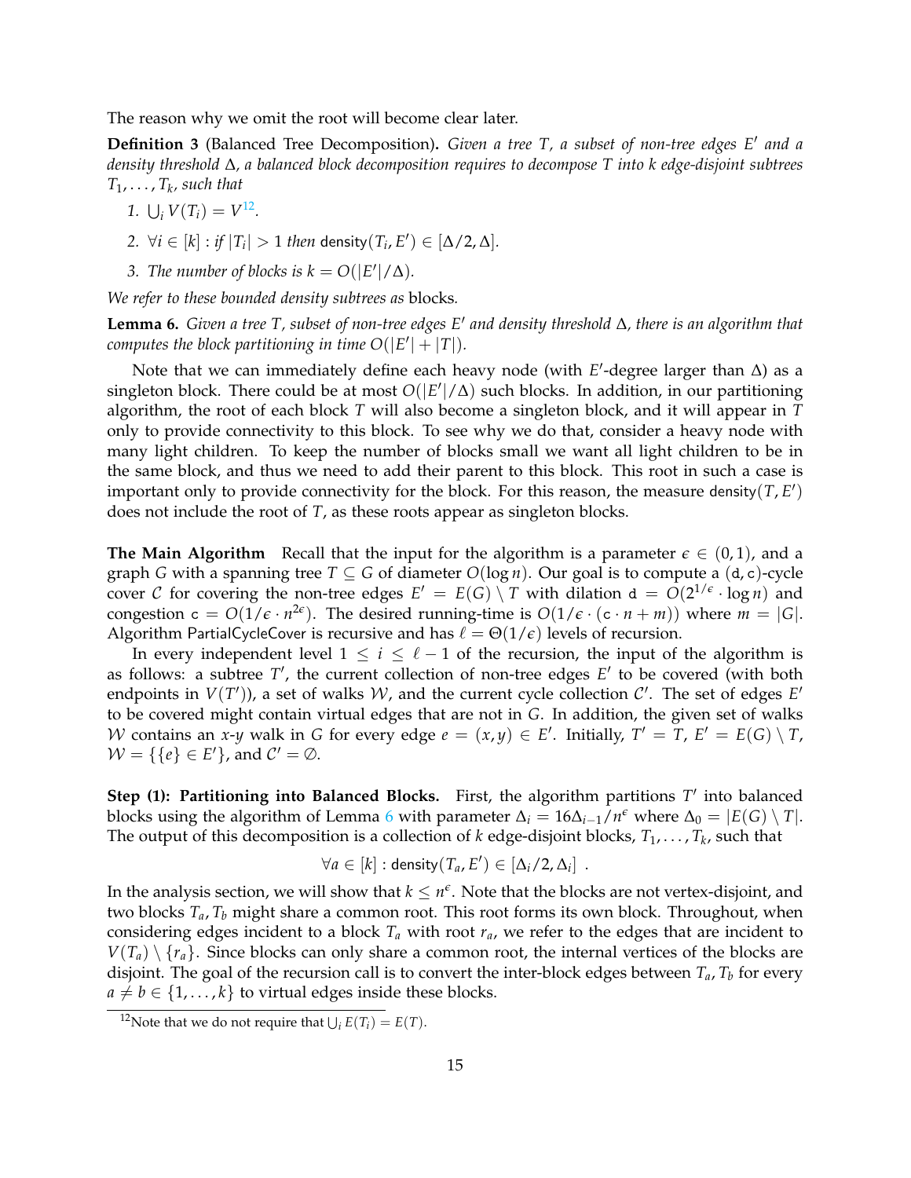The reason why we omit the root will become clear later.

**Definition 3** (Balanced Tree Decomposition)**.** *Given a tree $T$, a subset of non-tree edges $E'$ and a density threshold $\Delta$, a balanced block decomposition requires to decompose $T$ into $k$ edge-disjoint subtrees $T_1, \ldots, T_k$, such that*

1. $\bigcup_i V(T_i) = V$[12].
2. $\forall i \in [k]$ : *if* $|T_i| > 1$ *then* $\mathsf{density}(T_i, E') \in [\Delta/2, \Delta]$.
3. *The number of blocks is* $k = O(|E'|/\Delta)$.

*We refer to these bounded density subtrees as* blocks*.*

**Lemma 6.** *Given a tree $T$, subset of non-tree edges $E'$ and density threshold $\Delta$, there is an algorithm that computes the block partitioning in time $O(|E'| + |T|)$.*

Note that we can immediately define each heavy node (with $E'$-degree larger than $\Delta$) as a singleton block. There could be at most $O(|E'|/\Delta)$ such blocks. In addition, in our partitioning algorithm, the root of each block $T$ will also become a singleton block, and it will appear in $T$ only to provide connectivity to this block. To see why we do that, consider a heavy node with many light children. To keep the number of blocks small we want all light children to be in the same block, and thus we need to add their parent to this block. This root in such a case is important only to provide connectivity for the block. For this reason, the measure $\mathsf{density}(T, E')$ does not include the root of $T$, as these roots appear as singleton blocks.

**The Main Algorithm** Recall that the input for the algorithm is a parameter $\epsilon \in (0, 1)$, and a graph $G$ with a spanning tree $T \subseteq G$ of diameter $O(\log n)$. Our goal is to compute a $(\mathtt{d}, \mathtt{c})$-cycle cover $\mathcal{C}$ for covering the non-tree edges $E' = E(G) \setminus T$ with dilation $\mathtt{d} = O(2^{1/\epsilon} \cdot \log n)$ and congestion $\mathtt{c} = O(1/\epsilon \cdot n^{2\epsilon})$. The desired running-time is $O(1/\epsilon \cdot (\mathtt{c} \cdot n + m))$ where $m = |G|$. Algorithm $\mathsf{PartialCycleCover}$ is recursive and has $\ell = \Theta(1/\epsilon)$ levels of recursion.

In every independent level $1 \leq i \leq \ell - 1$ of the recursion, the input of the algorithm is as follows: a subtree $T'$, the current collection of non-tree edges $E'$ to be covered (with both endpoints in $V(T')$), a set of walks $\mathcal{W}$, and the current cycle collection $\mathcal{C}'$. The set of edges $E'$ to be covered might contain virtual edges that are not in $G$. In addition, the given set of walks $\mathcal{W}$ contains an $x$-$y$ walk in $G$ for every edge $e = (x, y) \in E'$. Initially, $T' = T$, $E' = E(G) \setminus T$, $\mathcal{W} = \{\{e\} \in E'\}$, and $\mathcal{C}' = \emptyset$.

**Step (1): Partitioning into Balanced Blocks.** First, the algorithm partitions $T'$ into balanced blocks using the algorithm of Lemma 6 with parameter $\Delta_i = 16\Delta_{i-1}/n^{\epsilon}$ where $\Delta_0 = |E(G) \setminus T|$. The output of this decomposition is a collection of $k$ edge-disjoint blocks, $T_1, \ldots, T_k$, such that

$$\forall a \in [k] : \mathsf{density}(T_a, E') \in [\Delta_i/2, \Delta_i] \ .$$

In the analysis section, we will show that $k \leq n^{\epsilon}$. Note that the blocks are not vertex-disjoint, and two blocks $T_a, T_b$ might share a common root. This root forms its own block. Throughout, when considering edges incident to a block $T_a$ with root $r_a$, we refer to the edges that are incident to $V(T_a) \setminus \{r_a\}$. Since blocks can only share a common root, the internal vertices of the blocks are disjoint. The goal of the recursion call is to convert the inter-block edges between $T_a, T_b$ for every $a \neq b \in \{1, \ldots, k\}$ to virtual edges inside these blocks.

[12] Note that we do not require that $\bigcup_i E(T_i) = E(T)$.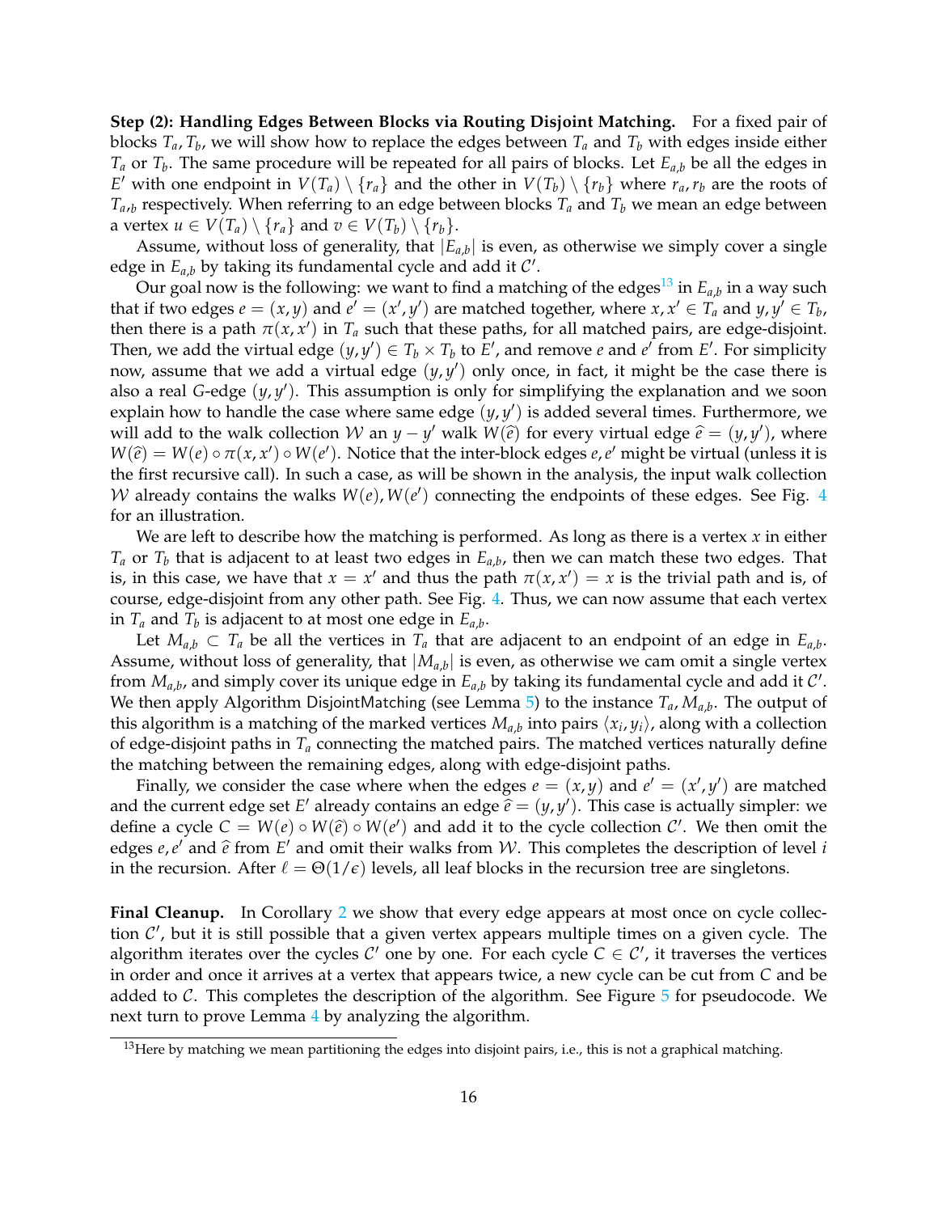**Step (2): Handling Edges Between Blocks via Routing Disjoint Matching.** For a fixed pair of blocks $T_a, T_b$, we will show how to replace the edges between $T_a$ and $T_b$ with edges inside either $T_a$ or $T_b$. The same procedure will be repeated for all pairs of blocks. Let $E_{a,b}$ be all the edges in $E'$ with one endpoint in $V(T_a) \setminus \{r_a\}$ and the other in $V(T_b) \setminus \{r_b\}$ where $r_a, r_b$ are the roots of $T_{a,b}$ respectively. When referring to an edge between blocks $T_a$ and $T_b$ we mean an edge between a vertex $u \in V(T_a) \setminus \{r_a\}$ and $v \in V(T_b) \setminus \{r_b\}$.

Assume, without loss of generality, that $|E_{a,b}|$ is even, as otherwise we simply cover a single edge in $E_{a,b}$ by taking its fundamental cycle and add it $\mathcal{C}'$.

Our goal now is the following: we want to find a matching of the edges[13] in $E_{a,b}$ in a way such that if two edges $e = (x, y)$ and $e' = (x', y')$ are matched together, where $x, x' \in T_a$ and $y, y' \in T_b$, then there is a path $\pi(x, x')$ in $T_a$ such that these paths, for all matched pairs, are edge-disjoint. Then, we add the virtual edge $(y, y') \in T_b \times T_b$ to $E'$, and remove $e$ and $e'$ from $E'$. For simplicity now, assume that we add a virtual edge $(y, y')$ only once, in fact, it might be the case there is also a real $G$-edge $(y, y')$. This assumption is only for simplifying the explanation and we soon explain how to handle the case where same edge $(y, y')$ is added several times. Furthermore, we will add to the walk collection $\mathcal{W}$ an $y - y'$ walk $W(\widehat{e})$ for every virtual edge $\widehat{e} = (y, y')$, where $W(\widehat{e}) = W(e) \circ \pi(x, x') \circ W(e')$. Notice that the inter-block edges $e, e'$ might be virtual (unless it is the first recursive call). In such a case, as will be shown in the analysis, the input walk collection $\mathcal{W}$ already contains the walks $W(e), W(e')$ connecting the endpoints of these edges. See Fig. 4 for an illustration.

We are left to describe how the matching is performed. As long as there is a vertex $x$ in either $T_a$ or $T_b$ that is adjacent to at least two edges in $E_{a,b}$, then we can match these two edges. That is, in this case, we have that $x = x'$ and thus the path $\pi(x, x') = x$ is the trivial path and is, of course, edge-disjoint from any other path. See Fig. 4. Thus, we can now assume that each vertex in $T_a$ and $T_b$ is adjacent to at most one edge in $E_{a,b}$.

Let $M_{a,b} \subset T_a$ be all the vertices in $T_a$ that are adjacent to an endpoint of an edge in $E_{a,b}$. Assume, without loss of generality, that $|M_{a,b}|$ is even, as otherwise we cam omit a single vertex from $M_{a,b}$, and simply cover its unique edge in $E_{a,b}$ by taking its fundamental cycle and add it $\mathcal{C}'$. We then apply Algorithm DisjointMatching (see Lemma 5) to the instance $T_a, M_{a,b}$. The output of this algorithm is a matching of the marked vertices $M_{a,b}$ into pairs $\langle x_i, y_i \rangle$, along with a collection of edge-disjoint paths in $T_a$ connecting the matched pairs. The matched vertices naturally define the matching between the remaining edges, along with edge-disjoint paths.

Finally, we consider the case where when the edges $e = (x, y)$ and $e' = (x', y')$ are matched and the current edge set $E'$ already contains an edge $\widehat{e} = (y, y')$. This case is actually simpler: we define a cycle $C = W(e) \circ W(\widehat{e}) \circ W(e')$ and add it to the cycle collection $\mathcal{C}'$. We then omit the edges $e, e'$ and $\widehat{e}$ from $E'$ and omit their walks from $\mathcal{W}$. This completes the description of level $i$ in the recursion. After $\ell = \Theta(1/\epsilon)$ levels, all leaf blocks in the recursion tree are singletons.

**Final Cleanup.** In Corollary 2 we show that every edge appears at most once on cycle collection $\mathcal{C}'$, but it is still possible that a given vertex appears multiple times on a given cycle. The algorithm iterates over the cycles $\mathcal{C}'$ one by one. For each cycle $C \in \mathcal{C}'$, it traverses the vertices in order and once it arrives at a vertex that appears twice, a new cycle can be cut from $C$ and be added to $\mathcal{C}$. This completes the description of the algorithm. See Figure 5 for pseudocode. We next turn to prove Lemma 4 by analyzing the algorithm.

[13]Here by matching we mean partitioning the edges into disjoint pairs, i.e., this is not a graphical matching.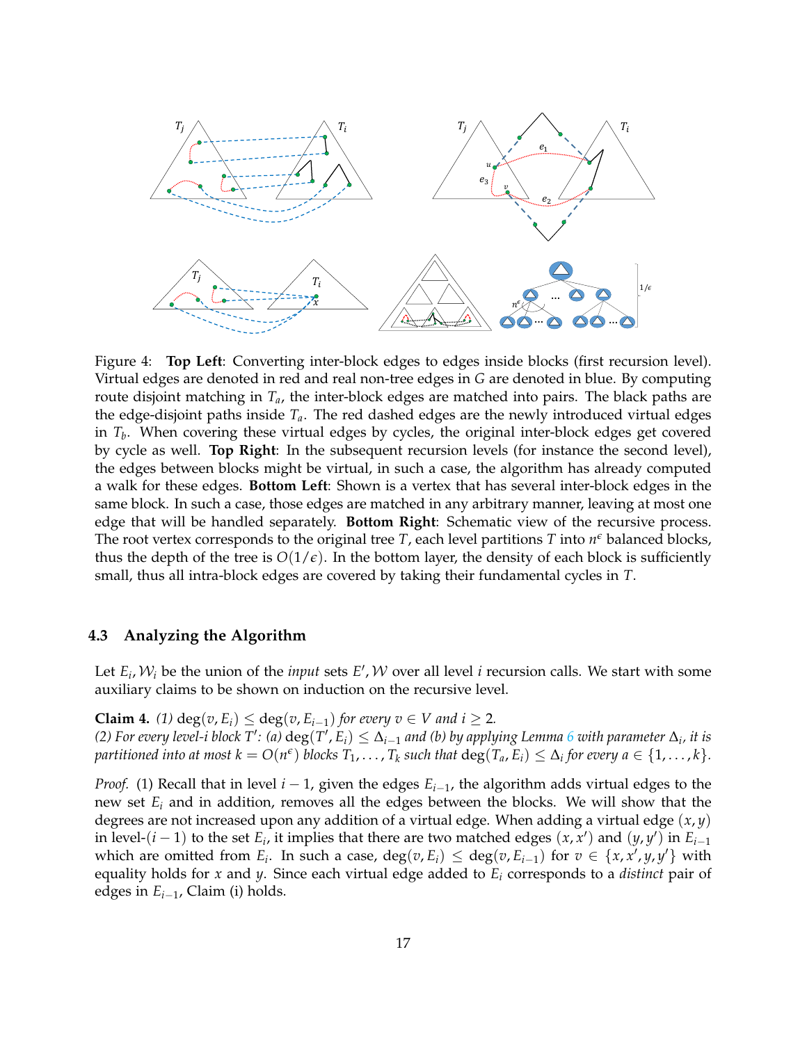Figure 4: **Top Left**: Converting inter-block edges to edges inside blocks (first recursion level). Virtual edges are denoted in red and real non-tree edges in $G$ are denoted in blue. By computing route disjoint matching in $T_a$, the inter-block edges are matched into pairs. The black paths are the edge-disjoint paths inside $T_a$. The red dashed edges are the newly introduced virtual edges in $T_b$. When covering these virtual edges by cycles, the original inter-block edges get covered by cycle as well. **Top Right**: In the subsequent recursion levels (for instance the second level), the edges between blocks might be virtual, in such a case, the algorithm has already computed a walk for these edges. **Bottom Left**: Shown is a vertex that has several inter-block edges in the same block. In such a case, those edges are matched in any arbitrary manner, leaving at most one edge that will be handled separately. **Bottom Right**: Schematic view of the recursive process. The root vertex corresponds to the original tree $T$, each level partitions $T$ into $n^{\epsilon}$ balanced blocks, thus the depth of the tree is $O(1/\epsilon)$. In the bottom layer, the density of each block is sufficiently small, thus all intra-block edges are covered by taking their fundamental cycles in $T$.

### 4.3 Analyzing the Algorithm

Let $E_i, \mathcal{W}_i$ be the union of the *input* sets $E', \mathcal{W}$ over all level $i$ recursion calls. We start with some auxiliary claims to be shown on induction on the recursive level.

**Claim 4.** *(1) $\deg(v, E_i) \leq \deg(v, E_{i-1})$ for every $v \in V$ and $i \geq 2$.*
*(2) For every level-$i$ block $T'$: (a) $\deg(T', E_i) \leq \Delta_{i-1}$ and (b) by applying Lemma 6 with parameter $\Delta_i$, it is partitioned into at most $k = O(n^{\epsilon})$ blocks $T_1, \ldots, T_k$ such that $\deg(T_a, E_i) \leq \Delta_i$ for every $a \in \{1, \ldots, k\}$.*

*Proof.* (1) Recall that in level $i-1$, given the edges $E_{i-1}$, the algorithm adds virtual edges to the new set $E_i$ and in addition, removes all the edges between the blocks. We will show that the degrees are not increased upon any addition of a virtual edge. When adding a virtual edge $(x, y)$ in level-$(i-1)$ to the set $E_i$, it implies that there are two matched edges $(x, x')$ and $(y, y')$ in $E_{i-1}$ which are omitted from $E_i$. In such a case, $\deg(v, E_i) \leq \deg(v, E_{i-1})$ for $v \in \{x, x', y, y'\}$ with equality holds for $x$ and $y$. Since each virtual edge added to $E_i$ corresponds to a *distinct* pair of edges in $E_{i-1}$, Claim (i) holds.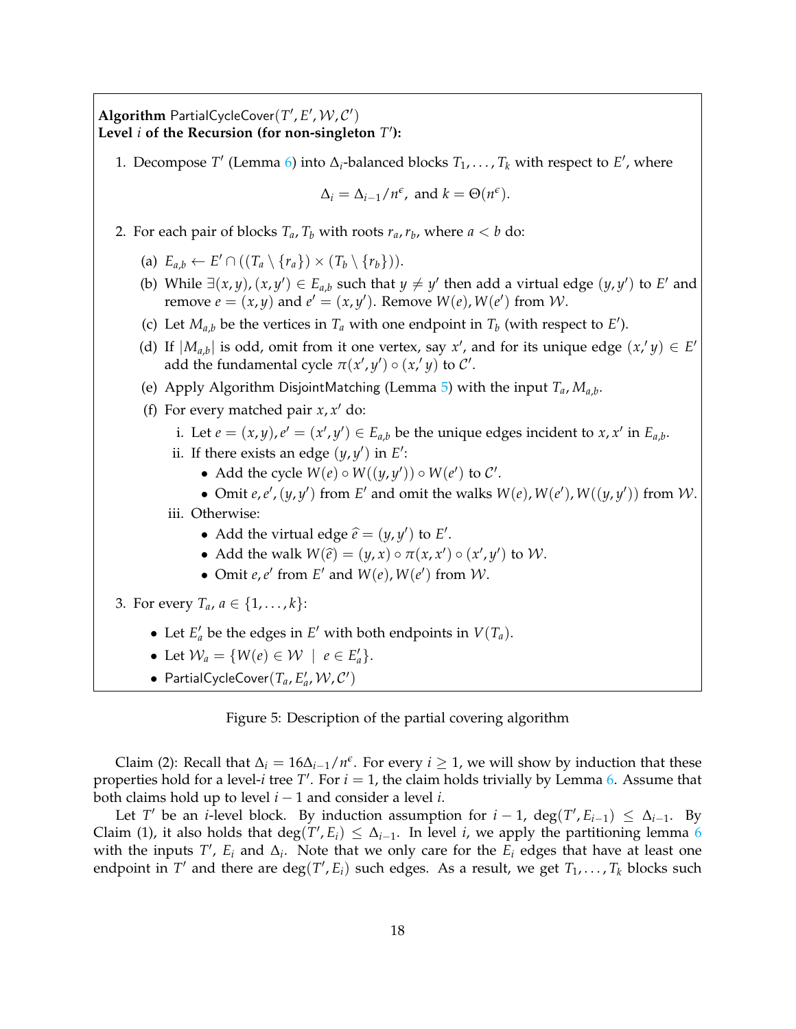**Algorithm** PartialCycleCover$(T', E', \mathcal{W}, \mathcal{C}')$
**Level $i$ of the Recursion (for non-singleton $T'$):**

1. Decompose $T'$ (Lemma 6) into $\Delta_i$-balanced blocks $T_1, \ldots, T_k$ with respect to $E'$, where

$$\Delta_i = \Delta_{i-1}/n^{\epsilon}, \text{ and } k = \Theta(n^{\epsilon}).$$

2. For each pair of blocks $T_a, T_b$ with roots $r_a, r_b$, where $a < b$ do:
   (a) $E_{a,b} \leftarrow E' \cap ((T_a \setminus \{r_a\}) \times (T_b \setminus \{r_b\}))$.
   (b) While $\exists (x,y), (x,y') \in E_{a,b}$ such that $y \neq y'$ then add a virtual edge $(y, y')$ to $E'$ and remove $e = (x,y)$ and $e' = (x, y')$. Remove $W(e), W(e')$ from $\mathcal{W}$.
   (c) Let $M_{a,b}$ be the vertices in $T_a$ with one endpoint in $T_b$ (with respect to $E'$).
   (d) If $|M_{a,b}|$ is odd, omit from it one vertex, say $x'$, and for its unique edge $(x,' y) \in E'$ add the fundamental cycle $\pi(x', y') \circ (x,' y)$ to $\mathcal{C}'$.
   (e) Apply Algorithm DisjointMatching (Lemma 5) with the input $T_a, M_{a,b}$.
   (f) For every matched pair $x, x'$ do:
      i. Let $e = (x,y), e' = (x', y') \in E_{a,b}$ be the unique edges incident to $x, x'$ in $E_{a,b}$.
      ii. If there exists an edge $(y, y')$ in $E'$:
         - Add the cycle $W(e) \circ W((y,y')) \circ W(e')$ to $\mathcal{C}'$.
         - Omit $e, e', (y, y')$ from $E'$ and omit the walks $W(e), W(e'), W((y,y'))$ from $\mathcal{W}$.
      iii. Otherwise:
         - Add the virtual edge $\widehat{e} = (y, y')$ to $E'$.
         - Add the walk $W(\widehat{e}) = (y, x) \circ \pi(x, x') \circ (x', y')$ to $\mathcal{W}$.
         - Omit $e, e'$ from $E'$ and $W(e), W(e')$ from $\mathcal{W}$.

3. For every $T_a$, $a \in \{1, \ldots, k\}$:
   - Let $E'_a$ be the edges in $E'$ with both endpoints in $V(T_a)$.
   - Let $\mathcal{W}_a = \{W(e) \in \mathcal{W} \mid e \in E'_a\}$.
   - PartialCycleCover$(T_a, E'_a, \mathcal{W}, \mathcal{C}')$

Figure 5: Description of the partial covering algorithm

Claim (2): Recall that $\Delta_i = 16\Delta_{i-1}/n^{\epsilon}$. For every $i \geq 1$, we will show by induction that these properties hold for a level-$i$ tree $T'$. For $i = 1$, the claim holds trivially by Lemma 6. Assume that both claims hold up to level $i - 1$ and consider a level $i$.

Let $T'$ be an $i$-level block. By induction assumption for $i - 1$, $\deg(T', E_{i-1}) \leq \Delta_{i-1}$. By Claim (1), it also holds that $\deg(T', E_i) \leq \Delta_{i-1}$. In level $i$, we apply the partitioning lemma 6 with the inputs $T'$, $E_i$ and $\Delta_i$. Note that we only care for the $E_i$ edges that have at least one endpoint in $T'$ and there are $\deg(T', E_i)$ such edges. As a result, we get $T_1, \ldots, T_k$ blocks such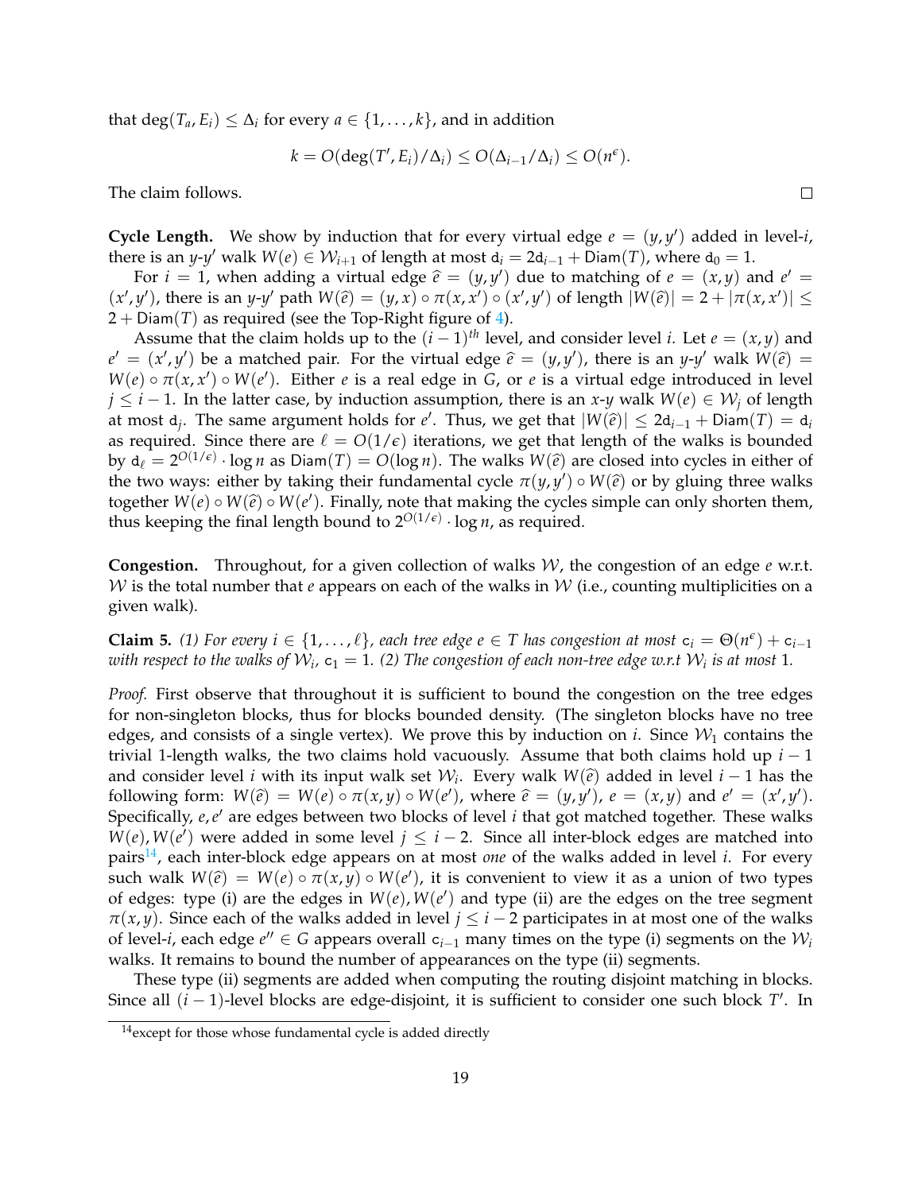that $\deg(T_a, E_i) \leq \Delta_i$ for every $a \in \{1, \ldots, k\}$, and in addition

$$k = O(\deg(T', E_i)/\Delta_i) \leq O(\Delta_{i-1}/\Delta_i) \leq O(n^\epsilon).$$

The claim follows. $\square$

**Cycle Length.** We show by induction that for every virtual edge $e = (y, y')$ added in level-$i$, there is an $y$-$y'$ walk $W(e) \in \mathcal{W}_{i+1}$ of length at most $\mathsf{d}_i = 2\mathsf{d}_{i-1} + \mathsf{Diam}(T)$, where $\mathsf{d}_0 = 1$.

For $i = 1$, when adding a virtual edge $\widehat{e} = (y, y')$ due to matching of $e = (x, y)$ and $e' = (x', y')$, there is an $y$-$y'$ path $W(\widehat{e}) = (y, x) \circ \pi(x, x') \circ (x', y')$ of length $|W(\widehat{e})| = 2 + |\pi(x, x')| \leq 2 + \mathsf{Diam}(T)$ as required (see the Top-Right figure of 4).

Assume that the claim holds up to the $(i-1)^{th}$ level, and consider level $i$. Let $e = (x, y)$ and $e' = (x', y')$ be a matched pair. For the virtual edge $\widehat{e} = (y, y')$, there is an $y$-$y'$ walk $W(\widehat{e}) = W(e) \circ \pi(x, x') \circ W(e')$. Either $e$ is a real edge in $G$, or $e$ is a virtual edge introduced in level $j \leq i - 1$. In the latter case, by induction assumption, there is an $x$-$y$ walk $W(e) \in \mathcal{W}_j$ of length at most $\mathsf{d}_j$. The same argument holds for $e'$. Thus, we get that $|W(\widehat{e})| \leq 2\mathsf{d}_{i-1} + \mathsf{Diam}(T) = \mathsf{d}_i$ as required. Since there are $\ell = O(1/\epsilon)$ iterations, we get that length of the walks is bounded by $\mathsf{d}_\ell = 2^{O(1/\epsilon)} \cdot \log n$ as $\mathsf{Diam}(T) = O(\log n)$. The walks $W(\widehat{e})$ are closed into cycles in either of the two ways: either by taking their fundamental cycle $\pi(y, y') \circ W(\widehat{e})$ or by gluing three walks together $W(e) \circ W(\widehat{e}) \circ W(e')$. Finally, note that making the cycles simple can only shorten them, thus keeping the final length bound to $2^{O(1/\epsilon)} \cdot \log n$, as required.

**Congestion.** Throughout, for a given collection of walks $\mathcal{W}$, the congestion of an edge $e$ w.r.t. $\mathcal{W}$ is the total number that $e$ appears on each of the walks in $\mathcal{W}$ (i.e., counting multiplicities on a given walk).

**Claim 5.** *(1) For every $i \in \{1, \ldots, \ell\}$, each tree edge $e \in T$ has congestion at most $\mathsf{c}_i = \Theta(n^\epsilon) + \mathsf{c}_{i-1}$ with respect to the walks of $\mathcal{W}_i$, $\mathsf{c}_1 = 1$. (2) The congestion of each non-tree edge w.r.t $\mathcal{W}_i$ is at most 1.*

*Proof.* First observe that throughout it is sufficient to bound the congestion on the tree edges for non-singleton blocks, thus for blocks bounded density. (The singleton blocks have no tree edges, and consists of a single vertex). We prove this by induction on $i$. Since $\mathcal{W}_1$ contains the trivial 1-length walks, the two claims hold vacuously. Assume that both claims hold up $i - 1$ and consider level $i$ with its input walk set $\mathcal{W}_i$. Every walk $W(\widehat{e})$ added in level $i - 1$ has the following form: $W(\widehat{e}) = W(e) \circ \pi(x, y) \circ W(e')$, where $\widehat{e} = (y, y')$, $e = (x, y)$ and $e' = (x', y')$. Specifically, $e, e'$ are edges between two blocks of level $i$ that got matched together. These walks $W(e), W(e')$ were added in some level $j \leq i - 2$. Since all inter-block edges are matched into pairs[14], each inter-block edge appears on at most *one* of the walks added in level $i$. For every such walk $W(\widehat{e}) = W(e) \circ \pi(x, y) \circ W(e')$, it is convenient to view it as a union of two types of edges: type (i) are the edges in $W(e), W(e')$ and type (ii) are the edges on the tree segment $\pi(x, y)$. Since each of the walks added in level $j \leq i - 2$ participates in at most one of the walks of level-$i$, each edge $e'' \in G$ appears overall $\mathsf{c}_{i-1}$ many times on the type (i) segments on the $\mathcal{W}_i$ walks. It remains to bound the number of appearances on the type (ii) segments.

These type (ii) segments are added when computing the routing disjoint matching in blocks. Since all $(i-1)$-level blocks are edge-disjoint, it is sufficient to consider one such block $T'$. In

[14] except for those whose fundamental cycle is added directly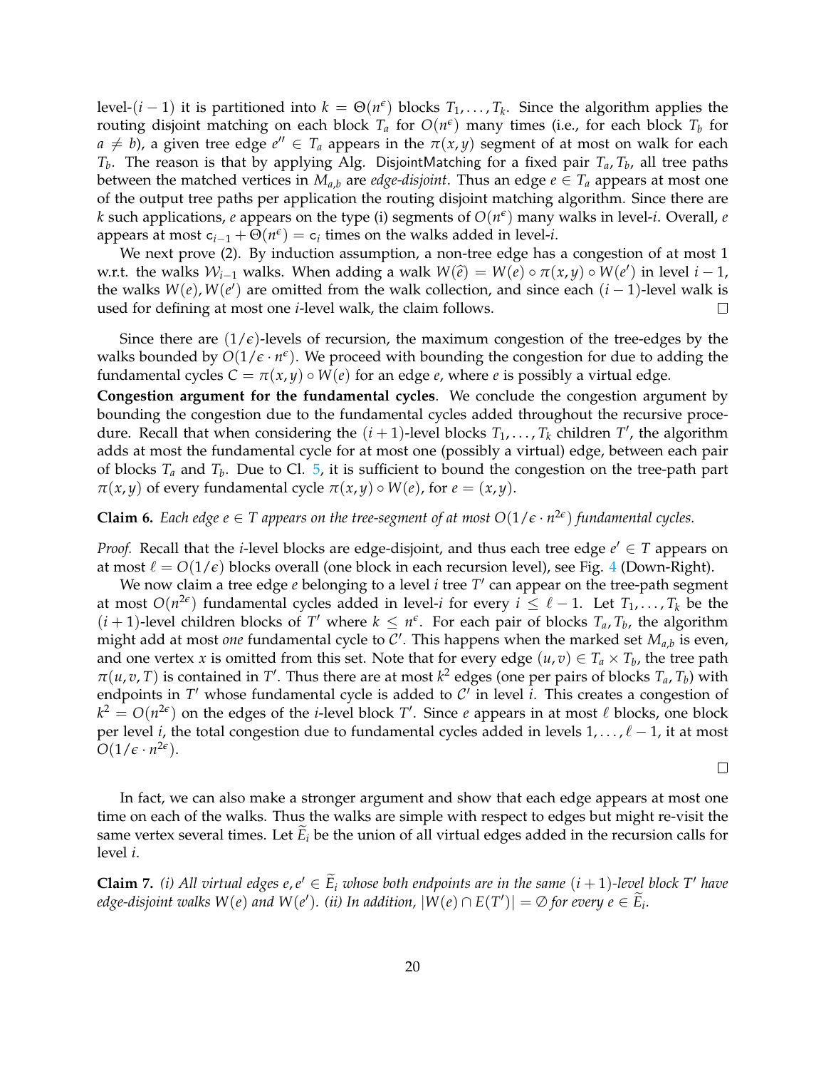level-$(i-1)$ it is partitioned into $k = \Theta(n^{\epsilon})$ blocks $T_1, \ldots, T_k$. Since the algorithm applies the routing disjoint matching on each block $T_a$ for $O(n^{\epsilon})$ many times (i.e., for each block $T_b$ for $a \neq b$), a given tree edge $e'' \in T_a$ appears in the $\pi(x,y)$ segment of at most on walk for each $T_b$. The reason is that by applying Alg. DisjointMatching for a fixed pair $T_a, T_b$, all tree paths between the matched vertices in $M_{a,b}$ are *edge-disjoint*. Thus an edge $e \in T_a$ appears at most one of the output tree paths per application the routing disjoint matching algorithm. Since there are $k$ such applications, $e$ appears on the type (i) segments of $O(n^{\epsilon})$ many walks in level-$i$. Overall, $e$ appears at most $\mathsf{c}_{i-1} + \Theta(n^{\epsilon}) = \mathsf{c}_i$ times on the walks added in level-$i$.

We next prove (2). By induction assumption, a non-tree edge has a congestion of at most 1 w.r.t. the walks $\mathcal{W}_{i-1}$ walks. When adding a walk $W(\widehat{e}) = W(e) \circ \pi(x,y) \circ W(e')$ in level $i-1$, the walks $W(e), W(e')$ are omitted from the walk collection, and since each $(i-1)$-level walk is used for defining at most one $i$-level walk, the claim follows. □

Since there are $(1/\epsilon)$-levels of recursion, the maximum congestion of the tree-edges by the walks bounded by $O(1/\epsilon \cdot n^{\epsilon})$. We proceed with bounding the congestion for due to adding the fundamental cycles $C = \pi(x,y) \circ W(e)$ for an edge $e$, where $e$ is possibly a virtual edge.

**Congestion argument for the fundamental cycles**. We conclude the congestion argument by bounding the congestion due to the fundamental cycles added throughout the recursive procedure. Recall that when considering the $(i+1)$-level blocks $T_1, \ldots, T_k$ children $T'$, the algorithm adds at most the fundamental cycle for at most one (possibly a virtual) edge, between each pair of blocks $T_a$ and $T_b$. Due to Cl. 5, it is sufficient to bound the congestion on the tree-path part $\pi(x,y)$ of every fundamental cycle $\pi(x,y) \circ W(e)$, for $e = (x,y)$.

**Claim 6.** *Each edge $e \in T$ appears on the tree-segment of at most $O(1/\epsilon \cdot n^{2\epsilon})$ fundamental cycles.*

*Proof.* Recall that the $i$-level blocks are edge-disjoint, and thus each tree edge $e' \in T$ appears on at most $\ell = O(1/\epsilon)$ blocks overall (one block in each recursion level), see Fig. 4 (Down-Right).

We now claim a tree edge $e$ belonging to a level $i$ tree $T'$ can appear on the tree-path segment at most $O(n^{2\epsilon})$ fundamental cycles added in level-$i$ for every $i \leq \ell - 1$. Let $T_1, \ldots, T_k$ be the $(i+1)$-level children blocks of $T'$ where $k \leq n^{\epsilon}$. For each pair of blocks $T_a, T_b$, the algorithm might add at most *one* fundamental cycle to $\mathcal{C}'$. This happens when the marked set $M_{a,b}$ is even, and one vertex $x$ is omitted from this set. Note that for every edge $(u,v) \in T_a \times T_b$, the tree path $\pi(u,v,T)$ is contained in $T'$. Thus there are at most $k^2$ edges (one per pairs of blocks $T_a, T_b$) with endpoints in $T'$ whose fundamental cycle is added to $\mathcal{C}'$ in level $i$. This creates a congestion of $k^2 = O(n^{2\epsilon})$ on the edges of the $i$-level block $T'$. Since $e$ appears in at most $\ell$ blocks, one block per level $i$, the total congestion due to fundamental cycles added in levels $1, \ldots, \ell - 1$, it at most $O(1/\epsilon \cdot n^{2\epsilon})$.

□

In fact, we can also make a stronger argument and show that each edge appears at most one time on each of the walks. Thus the walks are simple with respect to edges but might re-visit the same vertex several times. Let $\widetilde{E}_i$ be the union of all virtual edges added in the recursion calls for level $i$.

**Claim 7.** *(i) All virtual edges $e, e' \in \widetilde{E}_i$ whose both endpoints are in the same $(i+1)$-level block $T'$ have edge-disjoint walks $W(e)$ and $W(e')$. (ii) In addition, $|W(e) \cap E(T')| = \emptyset$ for every $e \in \widetilde{E}_i$.*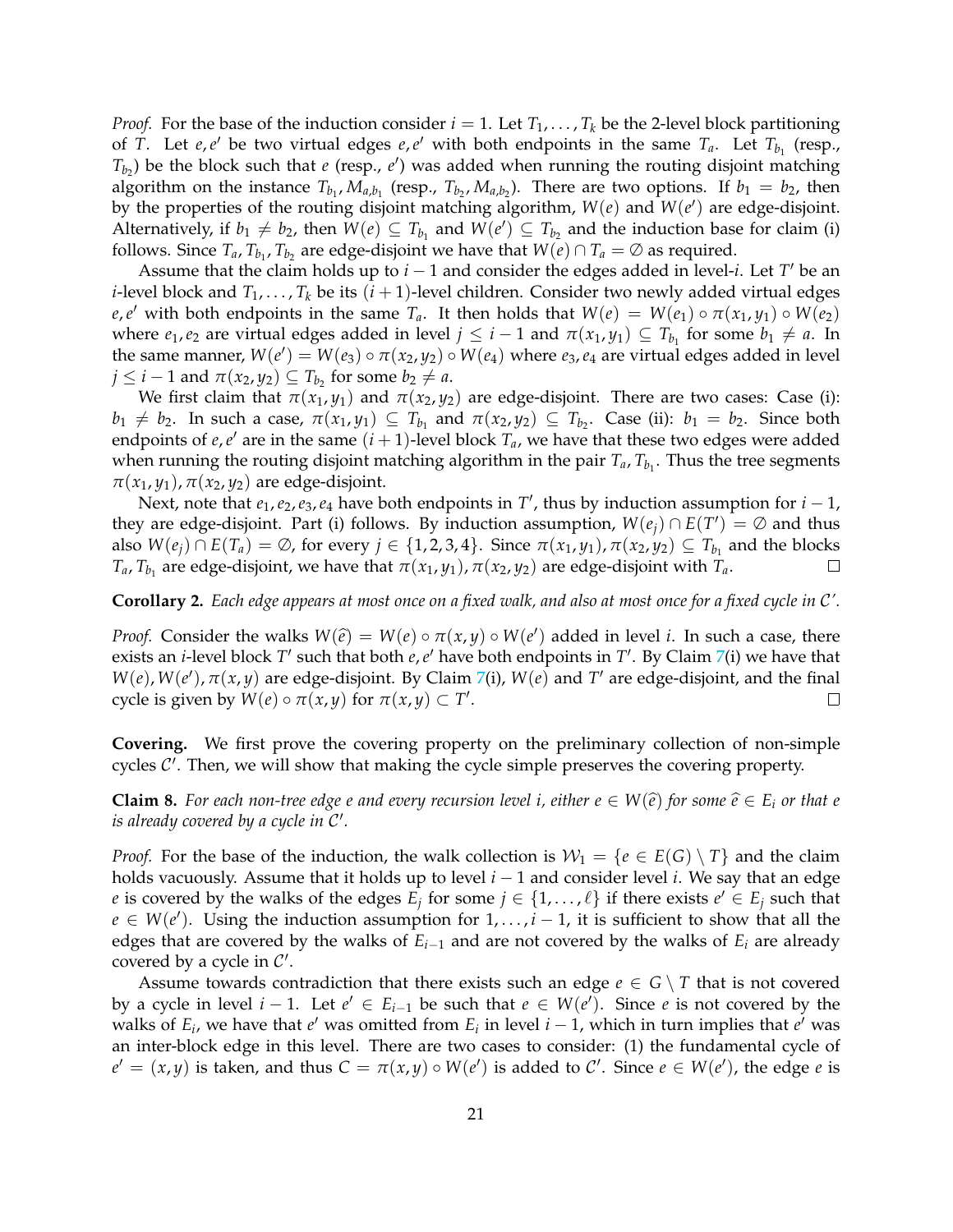*Proof.* For the base of the induction consider $i = 1$. Let $T_1, \ldots, T_k$ be the 2-level block partitioning of $T$. Let $e, e'$ be two virtual edges $e, e'$ with both endpoints in the same $T_a$. Let $T_{b_1}$ (resp., $T_{b_2}$) be the block such that $e$ (resp., $e'$) was added when running the routing disjoint matching algorithm on the instance $T_{b_1}, M_{a,b_1}$ (resp., $T_{b_2}, M_{a,b_2}$). There are two options. If $b_1 = b_2$, then by the properties of the routing disjoint matching algorithm, $W(e)$ and $W(e')$ are edge-disjoint. Alternatively, if $b_1 \neq b_2$, then $W(e) \subseteq T_{b_1}$ and $W(e') \subseteq T_{b_2}$ and the induction base for claim (i) follows. Since $T_a, T_{b_1}, T_{b_2}$ are edge-disjoint we have that $W(e) \cap T_a = \emptyset$ as required.

Assume that the claim holds up to $i - 1$ and consider the edges added in level-$i$. Let $T'$ be an $i$-level block and $T_1, \ldots, T_k$ be its $(i+1)$-level children. Consider two newly added virtual edges $e, e'$ with both endpoints in the same $T_a$. It then holds that $W(e) = W(e_1) \circ \pi(x_1, y_1) \circ W(e_2)$ where $e_1, e_2$ are virtual edges added in level $j \leq i - 1$ and $\pi(x_1, y_1) \subseteq T_{b_1}$ for some $b_1 \neq a$. In the same manner, $W(e') = W(e_3) \circ \pi(x_2, y_2) \circ W(e_4)$ where $e_3, e_4$ are virtual edges added in level $j \leq i - 1$ and $\pi(x_2, y_2) \subseteq T_{b_2}$ for some $b_2 \neq a$.

We first claim that $\pi(x_1, y_1)$ and $\pi(x_2, y_2)$ are edge-disjoint. There are two cases: Case (i): $b_1 \neq b_2$. In such a case, $\pi(x_1, y_1) \subseteq T_{b_1}$ and $\pi(x_2, y_2) \subseteq T_{b_2}$. Case (ii): $b_1 = b_2$. Since both endpoints of $e, e'$ are in the same $(i+1)$-level block $T_a$, we have that these two edges were added when running the routing disjoint matching algorithm in the pair $T_a, T_{b_1}$. Thus the tree segments $\pi(x_1, y_1), \pi(x_2, y_2)$ are edge-disjoint.

Next, note that $e_1, e_2, e_3, e_4$ have both endpoints in $T'$, thus by induction assumption for $i - 1$, they are edge-disjoint. Part (i) follows. By induction assumption, $W(e_j) \cap E(T') = \emptyset$ and thus also $W(e_j) \cap E(T_a) = \emptyset$, for every $j \in \{1, 2, 3, 4\}$. Since $\pi(x_1, y_1), \pi(x_2, y_2) \subseteq T_{b_1}$ and the blocks $T_a, T_{b_1}$ are edge-disjoint, we have that $\pi(x_1, y_1), \pi(x_2, y_2)$ are edge-disjoint with $T_a$. □

**Corollary 2.** *Each edge appears at most once on a fixed walk, and also at most once for a fixed cycle in $\mathcal{C}'$.*

*Proof.* Consider the walks $W(\widehat{e}) = W(e) \circ \pi(x, y) \circ W(e')$ added in level $i$. In such a case, there exists an $i$-level block $T'$ such that both $e, e'$ have both endpoints in $T'$. By Claim 7(i) we have that $W(e), W(e'), \pi(x, y)$ are edge-disjoint. By Claim 7(i), $W(e)$ and $T'$ are edge-disjoint, and the final cycle is given by $W(e) \circ \pi(x, y)$ for $\pi(x, y) \subset T'$. □

**Covering.** We first prove the covering property on the preliminary collection of non-simple cycles $\mathcal{C}'$. Then, we will show that making the cycle simple preserves the covering property.

**Claim 8.** *For each non-tree edge $e$ and every recursion level $i$, either $e \in W(\widehat{e})$ for some $\widehat{e} \in E_i$ or that $e$ is already covered by a cycle in $\mathcal{C}'$.*

*Proof.* For the base of the induction, the walk collection is $\mathcal{W}_1 = \{e \in E(G) \setminus T\}$ and the claim holds vacuously. Assume that it holds up to level $i - 1$ and consider level $i$. We say that an edge $e$ is covered by the walks of the edges $E_j$ for some $j \in \{1, \ldots, \ell\}$ if there exists $e' \in E_j$ such that $e \in W(e')$. Using the induction assumption for $1, \ldots, i - 1$, it is sufficient to show that all the edges that are covered by the walks of $E_{i-1}$ and are not covered by the walks of $E_i$ are already covered by a cycle in $\mathcal{C}'$.

Assume towards contradiction that there exists such an edge $e \in G \setminus T$ that is not covered by a cycle in level $i - 1$. Let $e' \in E_{i-1}$ be such that $e \in W(e')$. Since $e$ is not covered by the walks of $E_i$, we have that $e'$ was omitted from $E_i$ in level $i - 1$, which in turn implies that $e'$ was an inter-block edge in this level. There are two cases to consider: (1) the fundamental cycle of $e' = (x, y)$ is taken, and thus $C = \pi(x, y) \circ W(e')$ is added to $\mathcal{C}'$. Since $e \in W(e')$, the edge $e$ is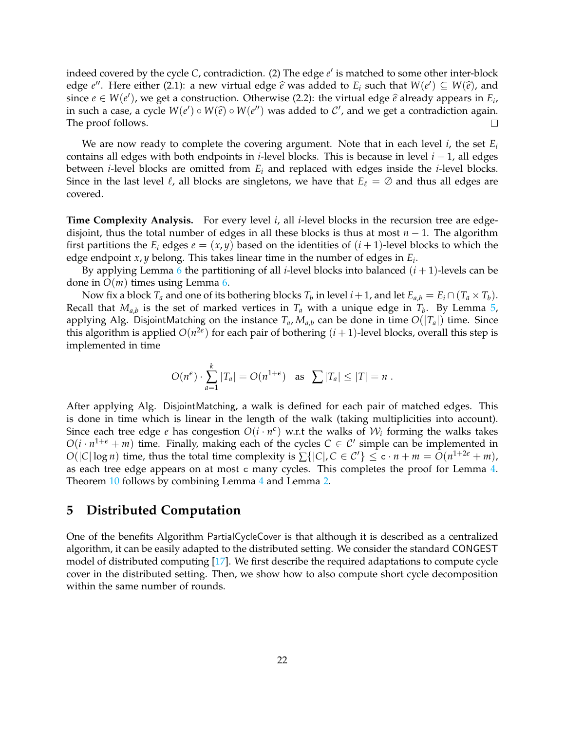indeed covered by the cycle $C$, contradiction. (2) The edge $e'$ is matched to some other inter-block edge $e''$. Here either (2.1): a new virtual edge $\widehat{e}$ was added to $E_i$ such that $W(e') \subseteq W(\widehat{e})$, and since $e \in W(e')$, we get a construction. Otherwise (2.2): the virtual edge $\widehat{e}$ already appears in $E_i$, in such a case, a cycle $W(e') \circ W(\widehat{e}) \circ W(e'')$ was added to $\mathcal{C}'$, and we get a contradiction again. The proof follows. □

We are now ready to complete the covering argument. Note that in each level $i$, the set $E_i$ contains all edges with both endpoints in $i$-level blocks. This is because in level $i-1$, all edges between $i$-level blocks are omitted from $E_i$ and replaced with edges inside the $i$-level blocks. Since in the last level $\ell$, all blocks are singletons, we have that $E_\ell = \emptyset$ and thus all edges are covered.

**Time Complexity Analysis.** For every level $i$, all $i$-level blocks in the recursion tree are edge-disjoint, thus the total number of edges in all these blocks is thus at most $n-1$. The algorithm first partitions the $E_i$ edges $e = (x, y)$ based on the identities of $(i+1)$-level blocks to which the edge endpoint $x, y$ belong. This takes linear time in the number of edges in $E_i$.

By applying Lemma 6 the partitioning of all $i$-level blocks into balanced $(i+1)$-levels can be done in $O(m)$ times using Lemma 6.

Now fix a block $T_a$ and one of its bothering blocks $T_b$ in level $i+1$, and let $E_{a,b} = E_i \cap (T_a \times T_b)$. Recall that $M_{a,b}$ is the set of marked vertices in $T_a$ with a unique edge in $T_b$. By Lemma 5, applying Alg. DisjointMatching on the instance $T_a, M_{a,b}$ can be done in time $O(|T_a|)$ time. Since this algorithm is applied $O(n^{2\epsilon})$ for each pair of bothering $(i+1)$-level blocks, overall this step is implemented in time

$$O(n^{\epsilon}) \cdot \sum_{a=1}^{k} |T_a| = O(n^{1+\epsilon}) \quad \text{as} \quad \sum |T_a| \leq |T| = n \ .$$

After applying Alg. DisjointMatching, a walk is defined for each pair of matched edges. This is done in time which is linear in the length of the walk (taking multiplicities into account). Since each tree edge $e$ has congestion $O(i \cdot n^{\epsilon})$ w.r.t the walks of $\mathcal{W}_i$ forming the walks takes $O(i \cdot n^{1+\epsilon} + m)$ time. Finally, making each of the cycles $C \in \mathcal{C}'$ simple can be implemented in $O(|C| \log n)$ time, thus the total time complexity is $\sum\{|C|, C \in \mathcal{C}'\} \leq \mathsf{c} \cdot n + m = O(n^{1+2\epsilon} + m)$, as each tree edge appears on at most $\mathsf{c}$ many cycles. This completes the proof for Lemma 4. Theorem 10 follows by combining Lemma 4 and Lemma 2.

## 5 Distributed Computation

One of the benefits Algorithm PartialCycleCover is that although it is described as a centralized algorithm, it can be easily adapted to the distributed setting. We consider the standard CONGEST model of distributed computing [17]. We first describe the required adaptations to compute cycle cover in the distributed setting. Then, we show how to also compute short cycle decomposition within the same number of rounds.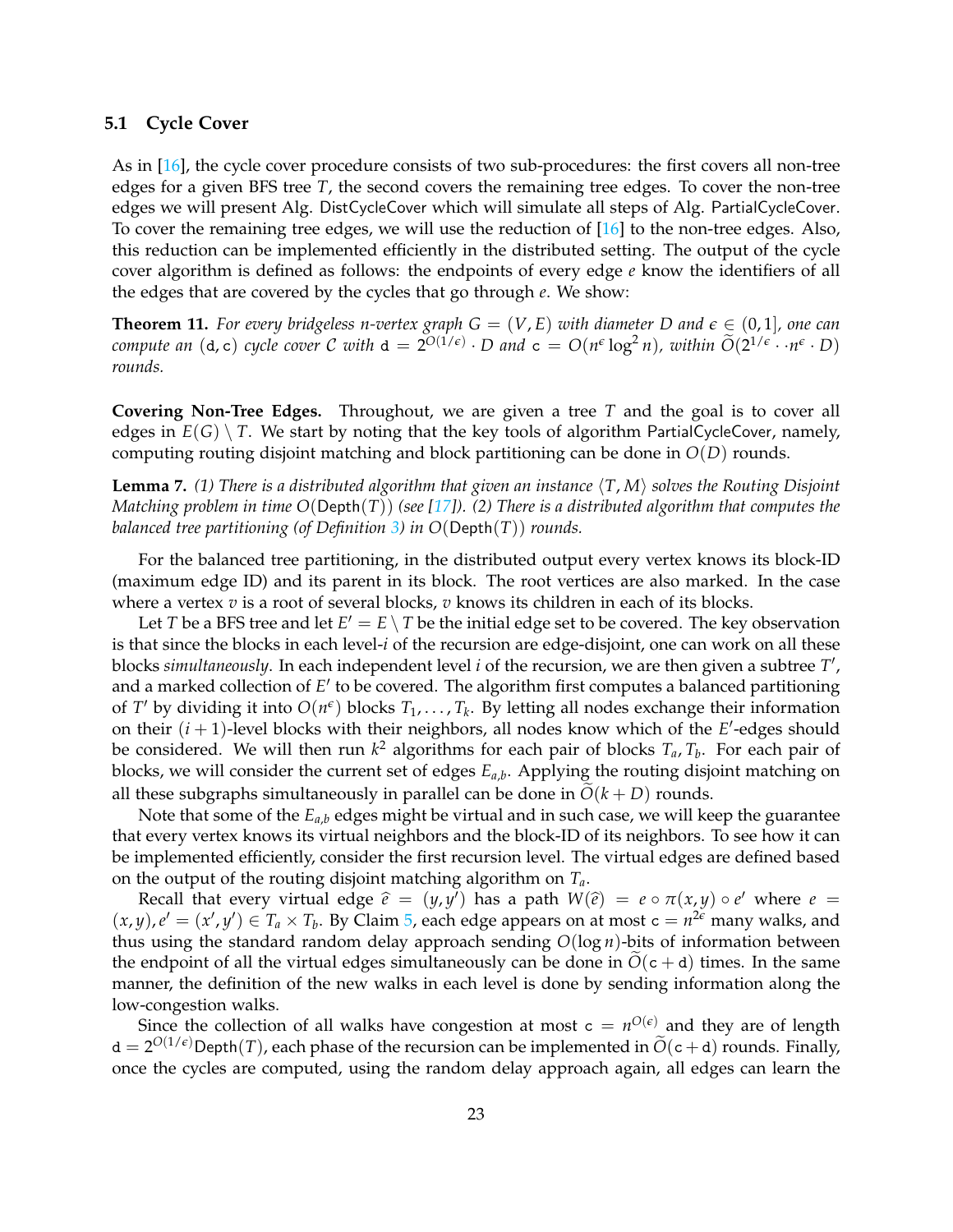### 5.1 Cycle Cover

As in [16], the cycle cover procedure consists of two sub-procedures: the first covers all non-tree edges for a given BFS tree $T$, the second covers the remaining tree edges. To cover the non-tree edges we will present Alg. DistCycleCover which will simulate all steps of Alg. PartialCycleCover. To cover the remaining tree edges, we will use the reduction of [16] to the non-tree edges. Also, this reduction can be implemented efficiently in the distributed setting. The output of the cycle cover algorithm is defined as follows: the endpoints of every edge $e$ know the identifiers of all the edges that are covered by the cycles that go through $e$. We show:

**Theorem 11.** *For every bridgeless $n$-vertex graph $G = (V, E)$ with diameter $D$ and $\epsilon \in (0, 1]$, one can compute an $(\mathtt{d}, \mathtt{c})$ cycle cover $\mathcal{C}$ with $\mathtt{d} = 2^{O(1/\epsilon)} \cdot D$ and $\mathtt{c} = O(n^{\epsilon} \log^2 n)$, within $\widetilde{O}(2^{1/\epsilon} \cdot \cdot n^{\epsilon} \cdot D)$ rounds.*

**Covering Non-Tree Edges.** Throughout, we are given a tree $T$ and the goal is to cover all edges in $E(G) \setminus T$. We start by noting that the key tools of algorithm PartialCycleCover, namely, computing routing disjoint matching and block partitioning can be done in $O(D)$ rounds.

**Lemma 7.** *(1) There is a distributed algorithm that given an instance $\langle T, M \rangle$ solves the Routing Disjoint Matching problem in time $O(\mathsf{Depth}(T))$ (see [17]). (2) There is a distributed algorithm that computes the balanced tree partitioning (of Definition 3) in $O(\mathsf{Depth}(T))$ rounds.*

For the balanced tree partitioning, in the distributed output every vertex knows its block-ID (maximum edge ID) and its parent in its block. The root vertices are also marked. In the case where a vertex $v$ is a root of several blocks, $v$ knows its children in each of its blocks.

Let $T$ be a BFS tree and let $E' = E \setminus T$ be the initial edge set to be covered. The key observation is that since the blocks in each level-$i$ of the recursion are edge-disjoint, one can work on all these blocks *simultaneously*. In each independent level $i$ of the recursion, we are then given a subtree $T'$, and a marked collection of $E'$ to be covered. The algorithm first computes a balanced partitioning of $T'$ by dividing it into $O(n^{\epsilon})$ blocks $T_1, \ldots, T_k$. By letting all nodes exchange their information on their $(i+1)$-level blocks with their neighbors, all nodes know which of the $E'$-edges should be considered. We will then run $k^2$ algorithms for each pair of blocks $T_a, T_b$. For each pair of blocks, we will consider the current set of edges $E_{a,b}$. Applying the routing disjoint matching on all these subgraphs simultaneously in parallel can be done in $\widetilde{O}(k + D)$ rounds.

Note that some of the $E_{a,b}$ edges might be virtual and in such case, we will keep the guarantee that every vertex knows its virtual neighbors and the block-ID of its neighbors. To see how it can be implemented efficiently, consider the first recursion level. The virtual edges are defined based on the output of the routing disjoint matching algorithm on $T_a$.

Recall that every virtual edge $\widehat{e} = (y, y')$ has a path $W(\widehat{e}) = e \circ \pi(x, y) \circ e'$ where $e = (x, y), e' = (x', y') \in T_a \times T_b$. By Claim 5, each edge appears on at most $\mathtt{c} = n^{2\epsilon}$ many walks, and thus using the standard random delay approach sending $O(\log n)$-bits of information between the endpoint of all the virtual edges simultaneously can be done in $\widetilde{O}(\mathtt{c} + \mathtt{d})$ times. In the same manner, the definition of the new walks in each level is done by sending information along the low-congestion walks.

Since the collection of all walks have congestion at most $\mathtt{c} = n^{O(\epsilon)}$ and they are of length $\mathtt{d} = 2^{O(1/\epsilon)}\mathsf{Depth}(T)$, each phase of the recursion can be implemented in $\widetilde{O}(\mathtt{c} + \mathtt{d})$ rounds. Finally, once the cycles are computed, using the random delay approach again, all edges can learn the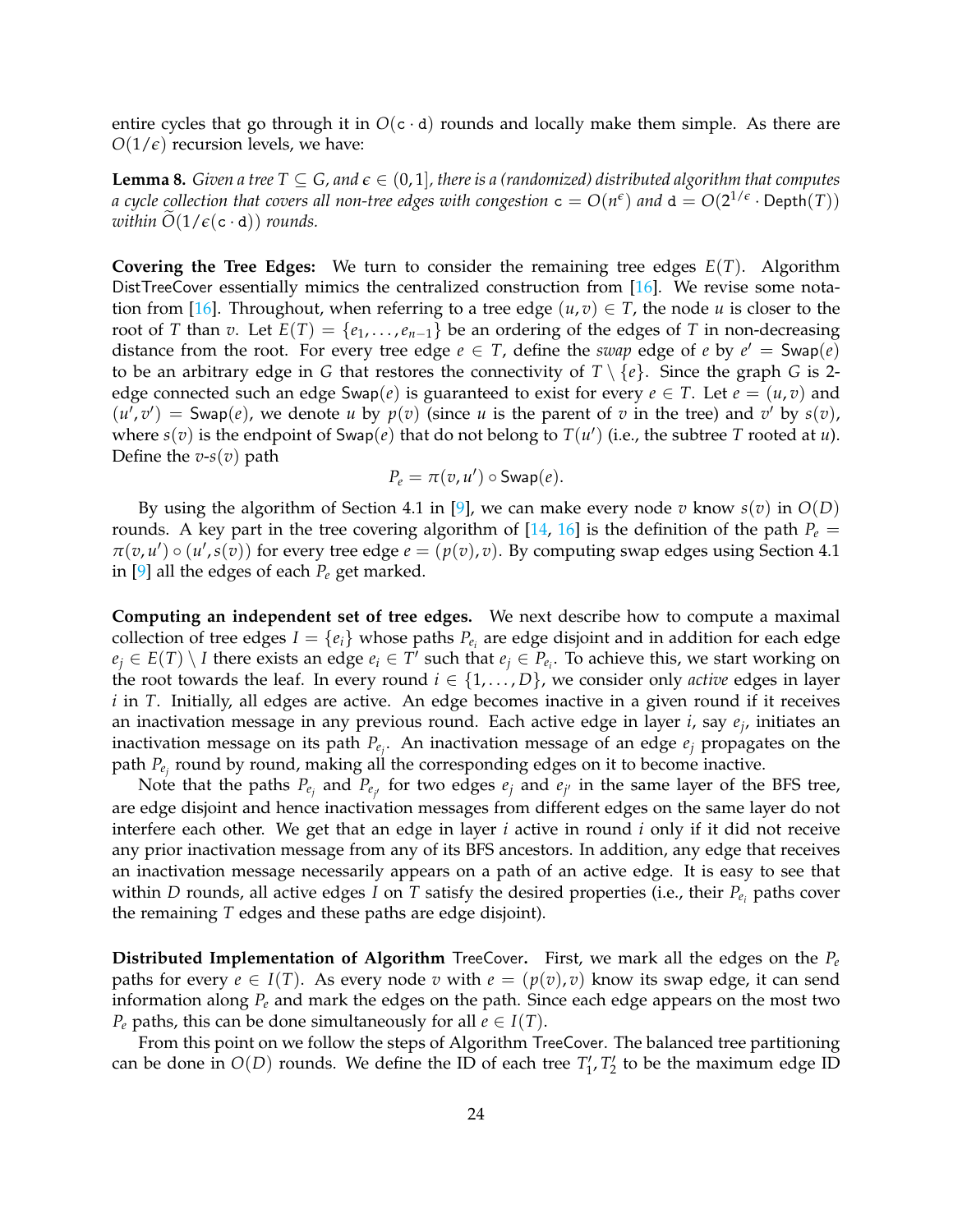entire cycles that go through it in $O(\mathtt{c} \cdot \mathtt{d})$ rounds and locally make them simple. As there are $O(1/\epsilon)$ recursion levels, we have:

**Lemma 8.** *Given a tree $T \subseteq G$, and $\epsilon \in (0, 1]$, there is a (randomized) distributed algorithm that computes a cycle collection that covers all non-tree edges with congestion $\mathtt{c} = O(n^{\epsilon})$ and $\mathtt{d} = O(2^{1/\epsilon} \cdot \mathsf{Depth}(T))$ within $\widetilde{O}(1/\epsilon(\mathtt{c} \cdot \mathtt{d}))$ rounds.*

**Covering the Tree Edges:** We turn to consider the remaining tree edges $E(T)$. Algorithm DistTreeCover essentially mimics the centralized construction from [16]. We revise some notation from [16]. Throughout, when referring to a tree edge $(u, v) \in T$, the node $u$ is closer to the root of $T$ than $v$. Let $E(T) = \{e_1, \ldots, e_{n-1}\}$ be an ordering of the edges of $T$ in non-decreasing distance from the root. For every tree edge $e \in T$, define the *swap* edge of $e$ by $e' = \mathsf{Swap}(e)$ to be an arbitrary edge in $G$ that restores the connectivity of $T \setminus \{e\}$. Since the graph $G$ is 2-edge connected such an edge $\mathsf{Swap}(e)$ is guaranteed to exist for every $e \in T$. Let $e = (u, v)$ and $(u', v') = \mathsf{Swap}(e)$, we denote $u$ by $p(v)$ (since $u$ is the parent of $v$ in the tree) and $v'$ by $s(v)$, where $s(v)$ is the endpoint of $\mathsf{Swap}(e)$ that do not belong to $T(u')$ (i.e., the subtree $T$ rooted at $u$). Define the $v$-$s(v)$ path

$$P_e = \pi(v, u') \circ \mathsf{Swap}(e).$$

By using the algorithm of Section 4.1 in [9], we can make every node $v$ know $s(v)$ in $O(D)$ rounds. A key part in the tree covering algorithm of [14, 16] is the definition of the path $P_e = \pi(v, u') \circ (u', s(v))$ for every tree edge $e = (p(v), v)$. By computing swap edges using Section 4.1 in [9] all the edges of each $P_e$ get marked.

**Computing an independent set of tree edges.** We next describe how to compute a maximal collection of tree edges $I = \{e_i\}$ whose paths $P_{e_i}$ are edge disjoint and in addition for each edge $e_j \in E(T) \setminus I$ there exists an edge $e_i \in T'$ such that $e_j \in P_{e_i}$. To achieve this, we start working on the root towards the leaf. In every round $i \in \{1, \ldots, D\}$, we consider only *active* edges in layer $i$ in $T$. Initially, all edges are active. An edge becomes inactive in a given round if it receives an inactivation message in any previous round. Each active edge in layer $i$, say $e_j$, initiates an inactivation message on its path $P_{e_j}$. An inactivation message of an edge $e_j$ propagates on the path $P_{e_j}$ round by round, making all the corresponding edges on it to become inactive.

Note that the paths $P_{e_j}$ and $P_{e_{j'}}$ for two edges $e_j$ and $e_{j'}$ in the same layer of the BFS tree, are edge disjoint and hence inactivation messages from different edges on the same layer do not interfere each other. We get that an edge in layer $i$ active in round $i$ only if it did not receive any prior inactivation message from any of its BFS ancestors. In addition, any edge that receives an inactivation message necessarily appears on a path of an active edge. It is easy to see that within $D$ rounds, all active edges $I$ on $T$ satisfy the desired properties (i.e., their $P_{e_i}$ paths cover the remaining $T$ edges and these paths are edge disjoint).

**Distributed Implementation of Algorithm TreeCover.** First, we mark all the edges on the $P_e$ paths for every $e \in I(T)$. As every node $v$ with $e = (p(v), v)$ know its swap edge, it can send information along $P_e$ and mark the edges on the path. Since each edge appears on the most two $P_e$ paths, this can be done simultaneously for all $e \in I(T)$.

From this point on we follow the steps of Algorithm TreeCover. The balanced tree partitioning can be done in $O(D)$ rounds. We define the ID of each tree $T'_1, T'_2$ to be the maximum edge ID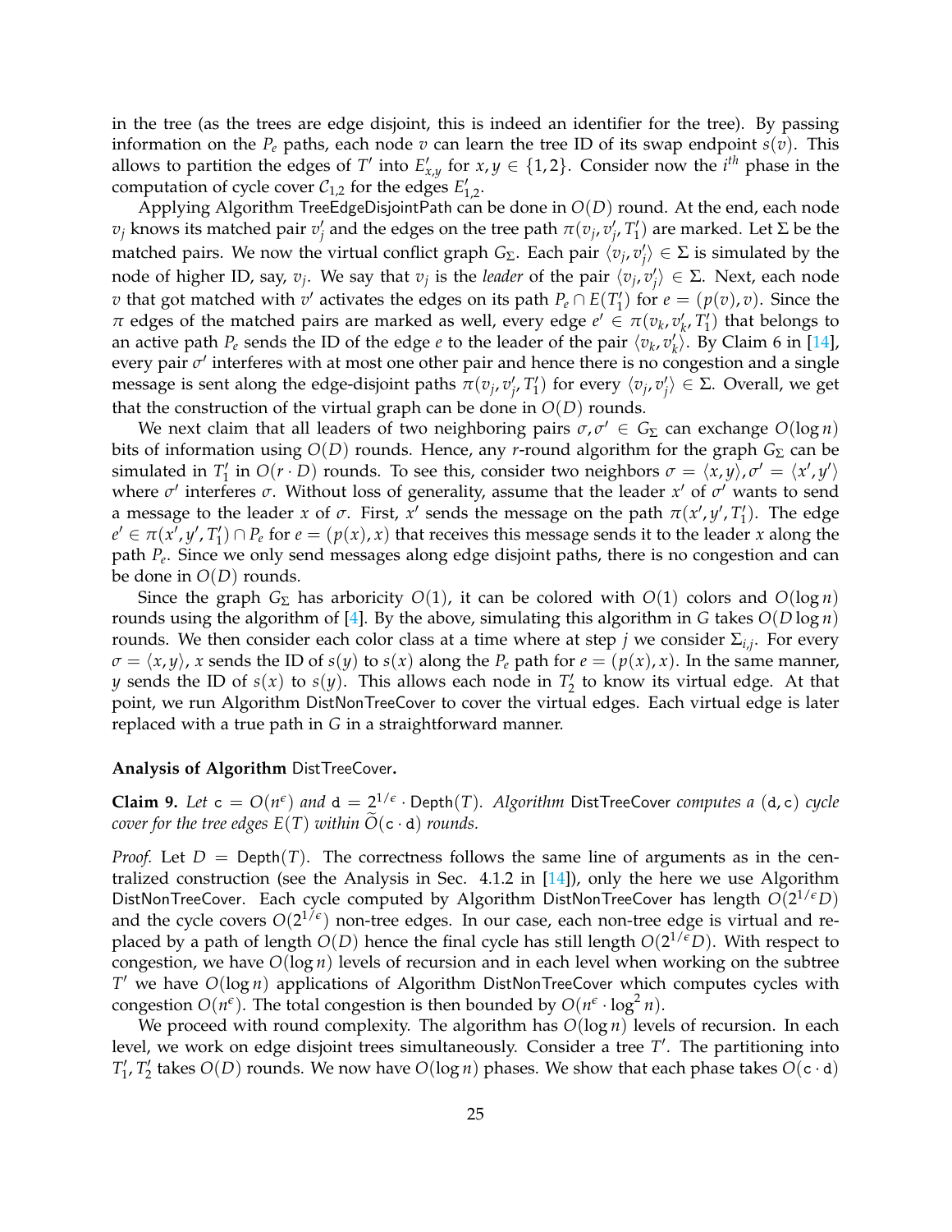in the tree (as the trees are edge disjoint, this is indeed an identifier for the tree). By passing information on the $P_e$ paths, each node $v$ can learn the tree ID of its swap endpoint $s(v)$. This allows to partition the edges of $T'$ into $E'_{x,y}$ for $x, y \in \{1, 2\}$. Consider now the $i^{th}$ phase in the computation of cycle cover $\mathcal{C}_{1,2}$ for the edges $E'_{1,2}$.

Applying Algorithm TreeEdgeDisjointPath can be done in $O(D)$ round. At the end, each node $v_j$ knows its matched pair $v'_j$ and the edges on the tree path $\pi(v_j, v'_j, T'_1)$ are marked. Let $\Sigma$ be the matched pairs. We now the virtual conflict graph $G_\Sigma$. Each pair $\langle v_j, v'_j \rangle \in \Sigma$ is simulated by the node of higher ID, say, $v_j$. We say that $v_j$ is the *leader* of the pair $\langle v_j, v'_j \rangle \in \Sigma$. Next, each node $v$ that got matched with $v'$ activates the edges on its path $P_e \cap E(T'_1)$ for $e = (p(v), v)$. Since the $\pi$ edges of the matched pairs are marked as well, every edge $e' \in \pi(v_k, v'_k, T'_1)$ that belongs to an active path $P_e$ sends the ID of the edge $e$ to the leader of the pair $\langle v_k, v'_k \rangle$. By Claim 6 in [14], every pair $\sigma'$ interferes with at most one other pair and hence there is no congestion and a single message is sent along the edge-disjoint paths $\pi(v_j, v'_j, T'_1)$ for every $\langle v_j, v'_j \rangle \in \Sigma$. Overall, we get that the construction of the virtual graph can be done in $O(D)$ rounds.

We next claim that all leaders of two neighboring pairs $\sigma, \sigma' \in G_\Sigma$ can exchange $O(\log n)$ bits of information using $O(D)$ rounds. Hence, any $r$-round algorithm for the graph $G_\Sigma$ can be simulated in $T'_1$ in $O(r \cdot D)$ rounds. To see this, consider two neighbors $\sigma = \langle x, y \rangle, \sigma' = \langle x', y' \rangle$ where $\sigma'$ interferes $\sigma$. Without loss of generality, assume that the leader $x'$ of $\sigma'$ wants to send a message to the leader $x$ of $\sigma$. First, $x'$ sends the message on the path $\pi(x', y', T'_1)$. The edge $e' \in \pi(x', y', T'_1) \cap P_e$ for $e = (p(x), x)$ that receives this message sends it to the leader $x$ along the path $P_e$. Since we only send messages along edge disjoint paths, there is no congestion and can be done in $O(D)$ rounds.

Since the graph $G_\Sigma$ has arboricity $O(1)$, it can be colored with $O(1)$ colors and $O(\log n)$ rounds using the algorithm of [4]. By the above, simulating this algorithm in $G$ takes $O(D \log n)$ rounds. We then consider each color class at a time where at step $j$ we consider $\Sigma_{i,j}$. For every $\sigma = \langle x, y \rangle$, $x$ sends the ID of $s(y)$ to $s(x)$ along the $P_e$ path for $e = (p(x), x)$. In the same manner, $y$ sends the ID of $s(x)$ to $s(y)$. This allows each node in $T'_2$ to know its virtual edge. At that point, we run Algorithm DistNonTreeCover to cover the virtual edges. Each virtual edge is later replaced with a true path in $G$ in a straightforward manner.

**Analysis of Algorithm DistTreeCover.**

**Claim 9.** *Let* $\mathtt{c} = O(n^\epsilon)$ *and* $\mathtt{d} = 2^{1/\epsilon} \cdot \mathsf{Depth}(T)$*. Algorithm* DistTreeCover *computes a* $(\mathtt{d}, \mathtt{c})$ *cycle cover for the tree edges* $E(T)$ *within* $\widetilde{O}(\mathtt{c} \cdot \mathtt{d})$ *rounds.*

*Proof.* Let $D = \mathsf{Depth}(T)$. The correctness follows the same line of arguments as in the centralized construction (see the Analysis in Sec. 4.1.2 in [14]), only the here we use Algorithm DistNonTreeCover. Each cycle computed by Algorithm DistNonTreeCover has length $O(2^{1/\epsilon} D)$ and the cycle covers $O(2^{1/\epsilon})$ non-tree edges. In our case, each non-tree edge is virtual and replaced by a path of length $O(D)$ hence the final cycle has still length $O(2^{1/\epsilon} D)$. With respect to congestion, we have $O(\log n)$ levels of recursion and in each level when working on the subtree $T'$ we have $O(\log n)$ applications of Algorithm DistNonTreeCover which computes cycles with congestion $O(n^\epsilon)$. The total congestion is then bounded by $O(n^\epsilon \cdot \log^2 n)$.

We proceed with round complexity. The algorithm has $O(\log n)$ levels of recursion. In each level, we work on edge disjoint trees simultaneously. Consider a tree $T'$. The partitioning into $T'_1, T'_2$ takes $O(D)$ rounds. We now have $O(\log n)$ phases. We show that each phase takes $O(\mathtt{c} \cdot \mathtt{d})$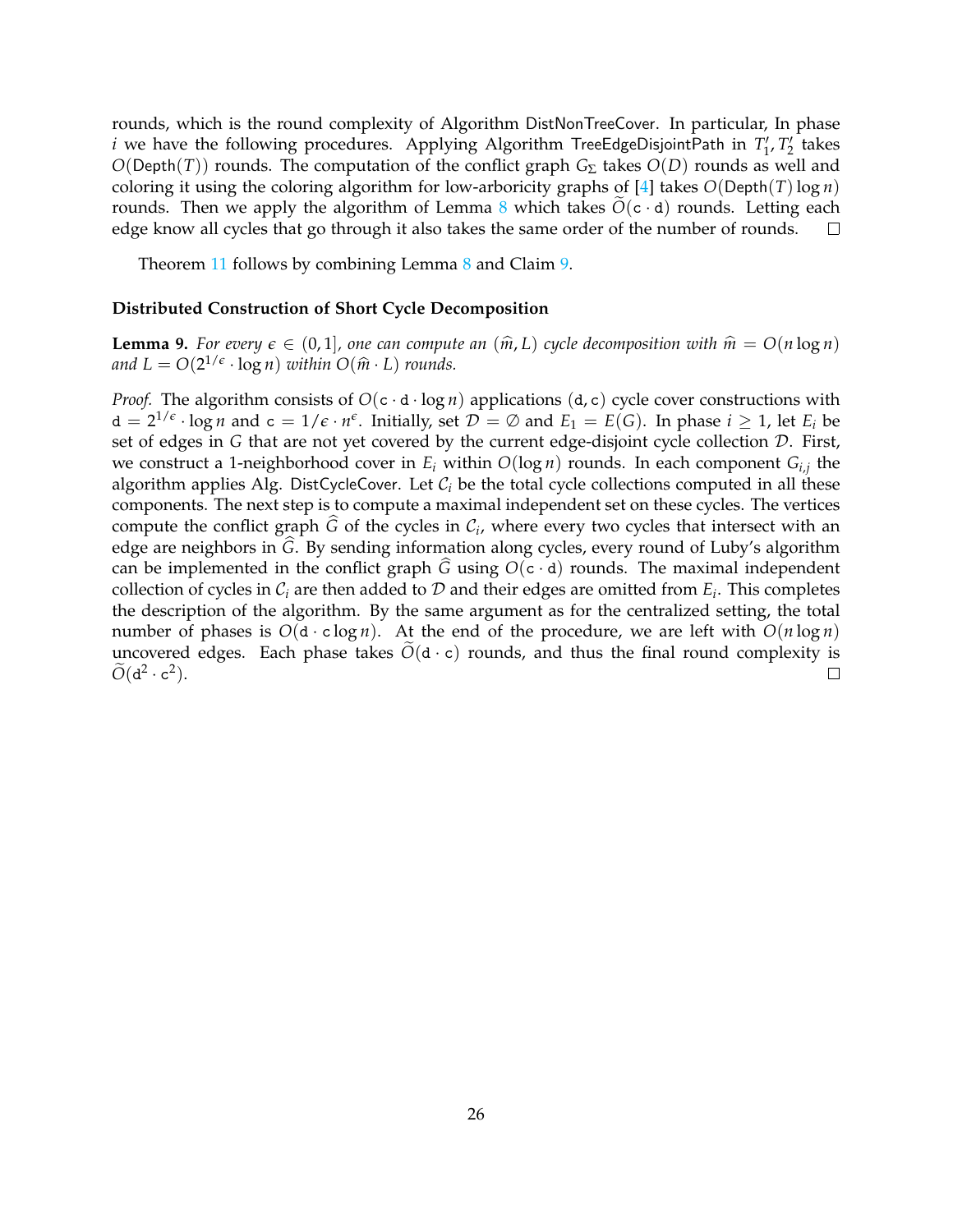rounds, which is the round complexity of Algorithm DistNonTreeCover. In particular, In phase $i$ we have the following procedures. Applying Algorithm TreeEdgeDisjointPath in $T_1', T_2'$ takes $O(\mathsf{Depth}(T))$ rounds. The computation of the conflict graph $G_\Sigma$ takes $O(D)$ rounds as well and coloring it using the coloring algorithm for low-arboricity graphs of [4] takes $O(\mathsf{Depth}(T)\log n)$ rounds. Then we apply the algorithm of Lemma 8 which takes $\widetilde{O}(\mathtt{c}\cdot\mathtt{d})$ rounds. Letting each edge know all cycles that go through it also takes the same order of the number of rounds. □

Theorem 11 follows by combining Lemma 8 and Claim 9.

**Distributed Construction of Short Cycle Decomposition**

**Lemma 9.** *For every $\epsilon \in (0, 1]$, one can compute an $(\widehat{m}, L)$ cycle decomposition with $\widehat{m} = O(n\log n)$ and $L = O(2^{1/\epsilon}\cdot \log n)$ within $O(\widehat{m}\cdot L)$ rounds.*

*Proof.* The algorithm consists of $O(\mathtt{c}\cdot\mathtt{d}\cdot\log n)$ applications $(\mathtt{d},\mathtt{c})$ cycle cover constructions with $\mathtt{d} = 2^{1/\epsilon}\cdot\log n$ and $\mathtt{c} = 1/\epsilon\cdot n^{\epsilon}$. Initially, set $\mathcal{D} = \emptyset$ and $E_1 = E(G)$. In phase $i \geq 1$, let $E_i$ be set of edges in $G$ that are not yet covered by the current edge-disjoint cycle collection $\mathcal{D}$. First, we construct a 1-neighborhood cover in $E_i$ within $O(\log n)$ rounds. In each component $G_{i,j}$ the algorithm applies Alg. DistCycleCover. Let $\mathcal{C}_i$ be the total cycle collections computed in all these components. The next step is to compute a maximal independent set on these cycles. The vertices compute the conflict graph $\widehat{G}$ of the cycles in $\mathcal{C}_i$, where every two cycles that intersect with an edge are neighbors in $\widehat{G}$. By sending information along cycles, every round of Luby's algorithm can be implemented in the conflict graph $\widehat{G}$ using $O(\mathtt{c}\cdot\mathtt{d})$ rounds. The maximal independent collection of cycles in $\mathcal{C}_i$ are then added to $\mathcal{D}$ and their edges are omitted from $E_i$. This completes the description of the algorithm. By the same argument as for the centralized setting, the total number of phases is $O(\mathtt{d}\cdot\mathtt{c}\log n)$. At the end of the procedure, we are left with $O(n\log n)$ uncovered edges. Each phase takes $\widetilde{O}(\mathtt{d}\cdot\mathtt{c})$ rounds, and thus the final round complexity is $\widetilde{O}(\mathtt{d}^2\cdot\mathtt{c}^2)$. □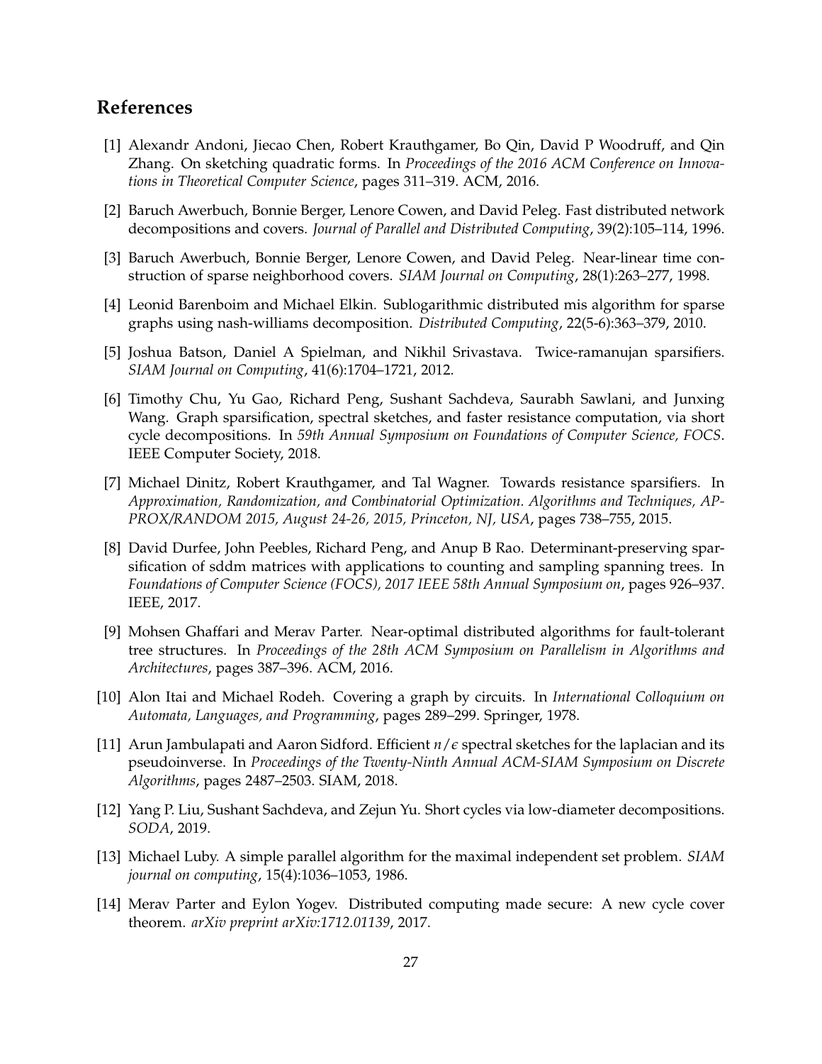## References

[1] Alexandr Andoni, Jiecao Chen, Robert Krauthgamer, Bo Qin, David P Woodruff, and Qin Zhang. On sketching quadratic forms. In *Proceedings of the 2016 ACM Conference on Innovations in Theoretical Computer Science*, pages 311–319. ACM, 2016.

[2] Baruch Awerbuch, Bonnie Berger, Lenore Cowen, and David Peleg. Fast distributed network decompositions and covers. *Journal of Parallel and Distributed Computing*, 39(2):105–114, 1996.

[3] Baruch Awerbuch, Bonnie Berger, Lenore Cowen, and David Peleg. Near-linear time construction of sparse neighborhood covers. *SIAM Journal on Computing*, 28(1):263–277, 1998.

[4] Leonid Barenboim and Michael Elkin. Sublogarithmic distributed mis algorithm for sparse graphs using nash-williams decomposition. *Distributed Computing*, 22(5-6):363–379, 2010.

[5] Joshua Batson, Daniel A Spielman, and Nikhil Srivastava. Twice-ramanujan sparsifiers. *SIAM Journal on Computing*, 41(6):1704–1721, 2012.

[6] Timothy Chu, Yu Gao, Richard Peng, Sushant Sachdeva, Saurabh Sawlani, and Junxing Wang. Graph sparsification, spectral sketches, and faster resistance computation, via short cycle decompositions. In *59th Annual Symposium on Foundations of Computer Science, FOCS*. IEEE Computer Society, 2018.

[7] Michael Dinitz, Robert Krauthgamer, and Tal Wagner. Towards resistance sparsifiers. In *Approximation, Randomization, and Combinatorial Optimization. Algorithms and Techniques, APPROX/RANDOM 2015, August 24-26, 2015, Princeton, NJ, USA*, pages 738–755, 2015.

[8] David Durfee, John Peebles, Richard Peng, and Anup B Rao. Determinant-preserving sparsification of sddm matrices with applications to counting and sampling spanning trees. In *Foundations of Computer Science (FOCS), 2017 IEEE 58th Annual Symposium on*, pages 926–937. IEEE, 2017.

[9] Mohsen Ghaffari and Merav Parter. Near-optimal distributed algorithms for fault-tolerant tree structures. In *Proceedings of the 28th ACM Symposium on Parallelism in Algorithms and Architectures*, pages 387–396. ACM, 2016.

[10] Alon Itai and Michael Rodeh. Covering a graph by circuits. In *International Colloquium on Automata, Languages, and Programming*, pages 289–299. Springer, 1978.

[11] Arun Jambulapati and Aaron Sidford. Efficient $n/\epsilon$ spectral sketches for the laplacian and its pseudoinverse. In *Proceedings of the Twenty-Ninth Annual ACM-SIAM Symposium on Discrete Algorithms*, pages 2487–2503. SIAM, 2018.

[12] Yang P. Liu, Sushant Sachdeva, and Zejun Yu. Short cycles via low-diameter decompositions. *SODA*, 2019.

[13] Michael Luby. A simple parallel algorithm for the maximal independent set problem. *SIAM journal on computing*, 15(4):1036–1053, 1986.

[14] Merav Parter and Eylon Yogev. Distributed computing made secure: A new cycle cover theorem. *arXiv preprint arXiv:1712.01139*, 2017.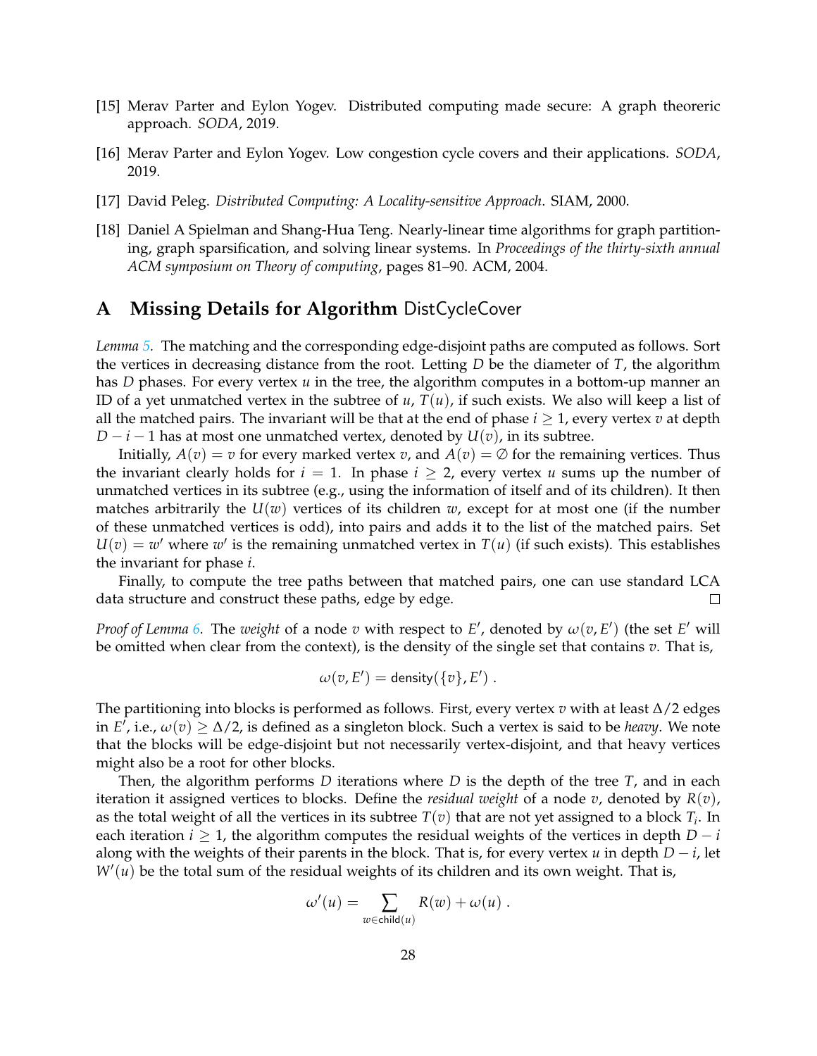[15] Merav Parter and Eylon Yogev. Distributed computing made secure: A graph theoreric approach. *SODA*, 2019.

[16] Merav Parter and Eylon Yogev. Low congestion cycle covers and their applications. *SODA*, 2019.

[17] David Peleg. *Distributed Computing: A Locality-sensitive Approach*. SIAM, 2000.

[18] Daniel A Spielman and Shang-Hua Teng. Nearly-linear time algorithms for graph partitioning, graph sparsification, and solving linear systems. In *Proceedings of the thirty-sixth annual ACM symposium on Theory of computing*, pages 81–90. ACM, 2004.

# A Missing Details for Algorithm DistCycleCover

*Lemma 5.* The matching and the corresponding edge-disjoint paths are computed as follows. Sort the vertices in decreasing distance from the root. Letting $D$ be the diameter of $T$, the algorithm has $D$ phases. For every vertex $u$ in the tree, the algorithm computes in a bottom-up manner an ID of a yet unmatched vertex in the subtree of $u$, $T(u)$, if such exists. We also will keep a list of all the matched pairs. The invariant will be that at the end of phase $i \geq 1$, every vertex $v$ at depth $D - i - 1$ has at most one unmatched vertex, denoted by $U(v)$, in its subtree.

Initially, $A(v) = v$ for every marked vertex $v$, and $A(v) = \emptyset$ for the remaining vertices. Thus the invariant clearly holds for $i = 1$. In phase $i \geq 2$, every vertex $u$ sums up the number of unmatched vertices in its subtree (e.g., using the information of itself and of its children). It then matches arbitrarily the $U(w)$ vertices of its children $w$, except for at most one (if the number of these unmatched vertices is odd), into pairs and adds it to the list of the matched pairs. Set $U(v) = w'$ where $w'$ is the remaining unmatched vertex in $T(u)$ (if such exists). This establishes the invariant for phase $i$.

Finally, to compute the tree paths between that matched pairs, one can use standard LCA data structure and construct these paths, edge by edge. □

*Proof of Lemma 6.* The *weight* of a node $v$ with respect to $E'$, denoted by $\omega(v, E')$ (the set $E'$ will be omitted when clear from the context), is the density of the single set that contains $v$. That is,

$$\omega(v, E') = \mathsf{density}(\{v\}, E') \ .$$

The partitioning into blocks is performed as follows. First, every vertex $v$ with at least $\Delta/2$ edges in $E'$, i.e., $\omega(v) \geq \Delta/2$, is defined as a singleton block. Such a vertex is said to be *heavy*. We note that the blocks will be edge-disjoint but not necessarily vertex-disjoint, and that heavy vertices might also be a root for other blocks.

Then, the algorithm performs $D$ iterations where $D$ is the depth of the tree $T$, and in each iteration it assigned vertices to blocks. Define the *residual weight* of a node $v$, denoted by $R(v)$, as the total weight of all the vertices in its subtree $T(v)$ that are not yet assigned to a block $T_i$. In each iteration $i \geq 1$, the algorithm computes the residual weights of the vertices in depth $D - i$ along with the weights of their parents in the block. That is, for every vertex $u$ in depth $D - i$, let $W'(u)$ be the total sum of the residual weights of its children and its own weight. That is,

$$\omega'(u) = \sum_{w \in \mathsf{child}(u)} R(w) + \omega(u) \ .$$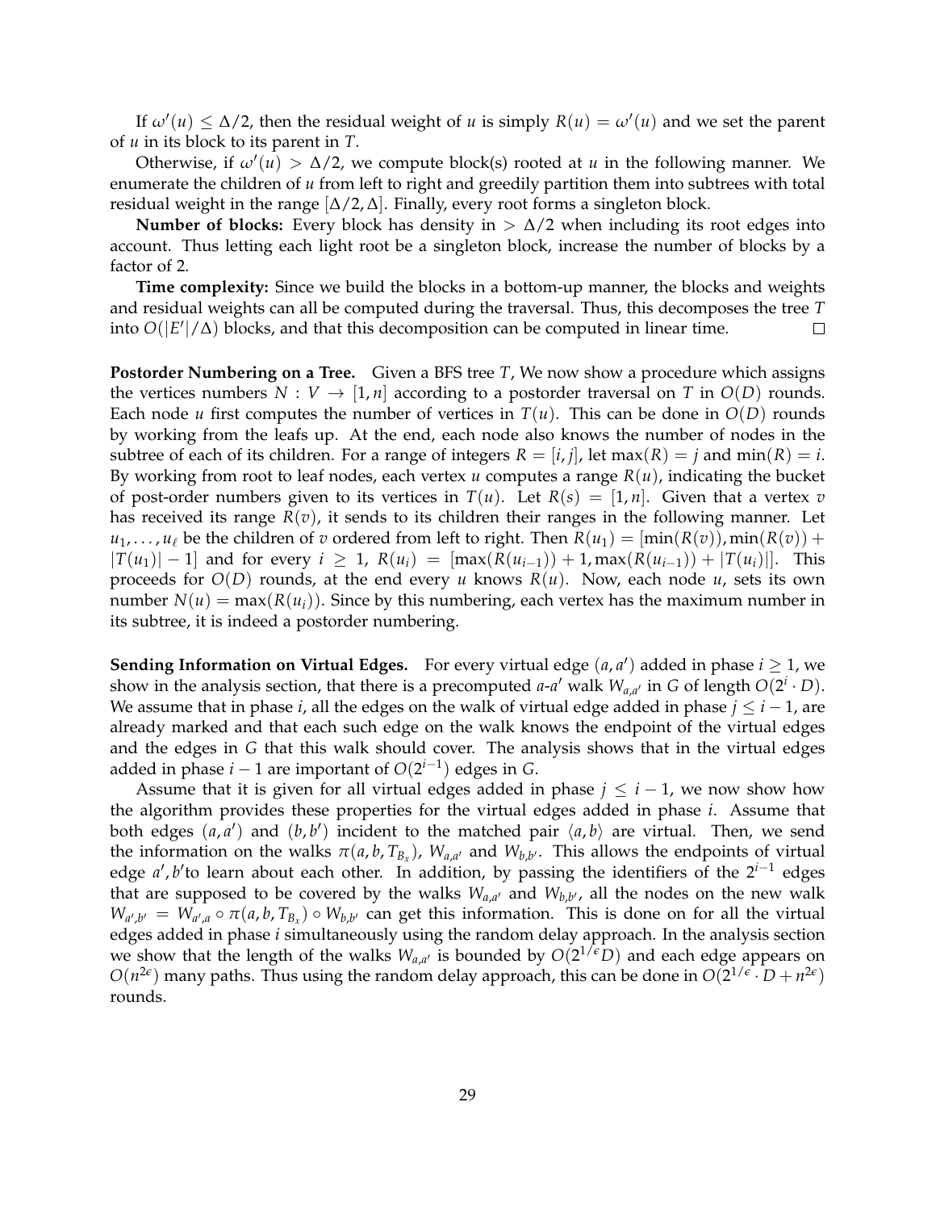If $\omega'(u) \leq \Delta/2$, then the residual weight of $u$ is simply $R(u) = \omega'(u)$ and we set the parent of $u$ in its block to its parent in $T$.

Otherwise, if $\omega'(u) > \Delta/2$, we compute block(s) rooted at $u$ in the following manner. We enumerate the children of $u$ from left to right and greedily partition them into subtrees with total residual weight in the range $[\Delta/2, \Delta]$. Finally, every root forms a singleton block.

**Number of blocks:** Every block has density in $> \Delta/2$ when including its root edges into account. Thus letting each light root be a singleton block, increase the number of blocks by a factor of 2.

**Time complexity:** Since we build the blocks in a bottom-up manner, the blocks and weights and residual weights can all be computed during the traversal. Thus, this decomposes the tree $T$ into $O(|E'|/\Delta)$ blocks, and that this decomposition can be computed in linear time. $\square$

**Postorder Numbering on a Tree.** Given a BFS tree $T$, We now show a procedure which assigns the vertices numbers $N : V \to [1, n]$ according to a postorder traversal on $T$ in $O(D)$ rounds. Each node $u$ first computes the number of vertices in $T(u)$. This can be done in $O(D)$ rounds by working from the leafs up. At the end, each node also knows the number of nodes in the subtree of each of its children. For a range of integers $R = [i, j]$, let $\max(R) = j$ and $\min(R) = i$. By working from root to leaf nodes, each vertex $u$ computes a range $R(u)$, indicating the bucket of post-order numbers given to its vertices in $T(u)$. Let $R(s) = [1, n]$. Given that a vertex $v$ has received its range $R(v)$, it sends to its children their ranges in the following manner. Let $u_1, \ldots, u_\ell$ be the children of $v$ ordered from left to right. Then $R(u_1) = [\min(R(v)), \min(R(v)) + |T(u_1)| - 1]$ and for every $i \geq 1$, $R(u_i) = [\max(R(u_{i-1})) + 1, \max(R(u_{i-1})) + |T(u_i)|]$. This proceeds for $O(D)$ rounds, at the end every $u$ knows $R(u)$. Now, each node $u$, sets its own number $N(u) = \max(R(u_i))$. Since by this numbering, each vertex has the maximum number in its subtree, it is indeed a postorder numbering.

**Sending Information on Virtual Edges.** For every virtual edge $(a, a')$ added in phase $i \geq 1$, we show in the analysis section, that there is a precomputed $a$-$a'$ walk $W_{a,a'}$ in $G$ of length $O(2^i \cdot D)$. We assume that in phase $i$, all the edges on the walk of virtual edge added in phase $j \leq i - 1$, are already marked and that each such edge on the walk knows the endpoint of the virtual edges and the edges in $G$ that this walk should cover. The analysis shows that in the virtual edges added in phase $i - 1$ are important of $O(2^{i-1})$ edges in $G$.

Assume that it is given for all virtual edges added in phase $j \leq i - 1$, we now show how the algorithm provides these properties for the virtual edges added in phase $i$. Assume that both edges $(a, a')$ and $(b, b')$ incident to the matched pair $\langle a, b \rangle$ are virtual. Then, we send the information on the walks $\pi(a, b, T_{B_x})$, $W_{a,a'}$ and $W_{b,b'}$. This allows the endpoints of virtual edge $a', b'$to learn about each other. In addition, by passing the identifiers of the $2^{i-1}$ edges that are supposed to be covered by the walks $W_{a,a'}$ and $W_{b,b'}$, all the nodes on the new walk $W_{a',b'} = W_{a',a} \circ \pi(a, b, T_{B_x}) \circ W_{b,b'}$ can get this information. This is done on for all the virtual edges added in phase $i$ simultaneously using the random delay approach. In the analysis section we show that the length of the walks $W_{a,a'}$ is bounded by $O(2^{1/\epsilon} D)$ and each edge appears on $O(n^{2\epsilon})$ many paths. Thus using the random delay approach, this can be done in $O(2^{1/\epsilon} \cdot D + n^{2\epsilon})$ rounds.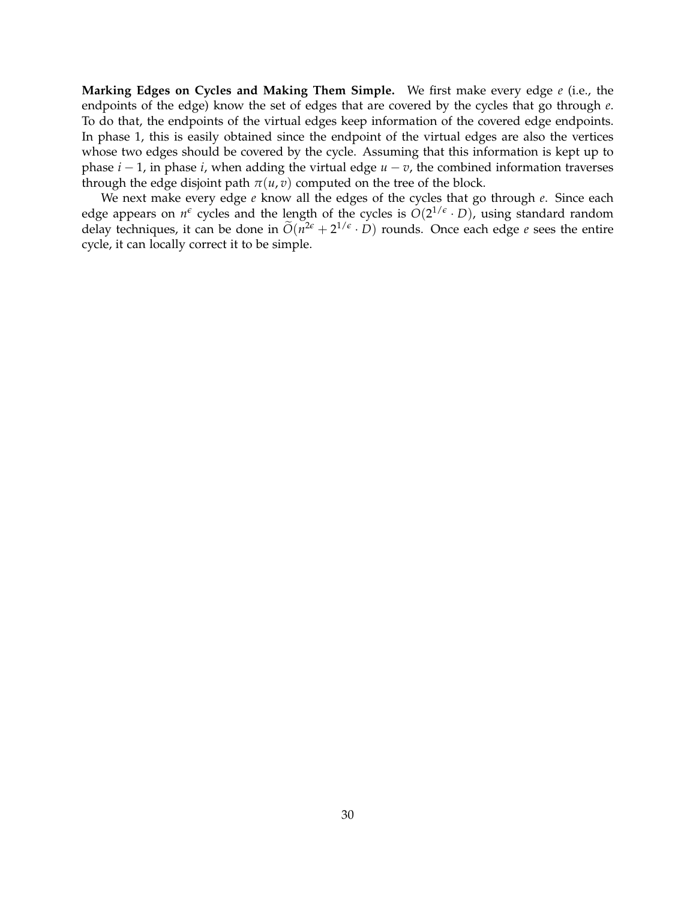**Marking Edges on Cycles and Making Them Simple.** We first make every edge $e$ (i.e., the endpoints of the edge) know the set of edges that are covered by the cycles that go through $e$. To do that, the endpoints of the virtual edges keep information of the covered edge endpoints. In phase 1, this is easily obtained since the endpoint of the virtual edges are also the vertices whose two edges should be covered by the cycle. Assuming that this information is kept up to phase $i-1$, in phase $i$, when adding the virtual edge $u-v$, the combined information traverses through the edge disjoint path $\pi(u,v)$ computed on the tree of the block.

We next make every edge $e$ know all the edges of the cycles that go through $e$. Since each edge appears on $n^{\epsilon}$ cycles and the length of the cycles is $O(2^{1/\epsilon} \cdot D)$, using standard random delay techniques, it can be done in $\widetilde{O}(n^{2\epsilon} + 2^{1/\epsilon} \cdot D)$ rounds. Once each edge $e$ sees the entire cycle, it can locally correct it to be simple.